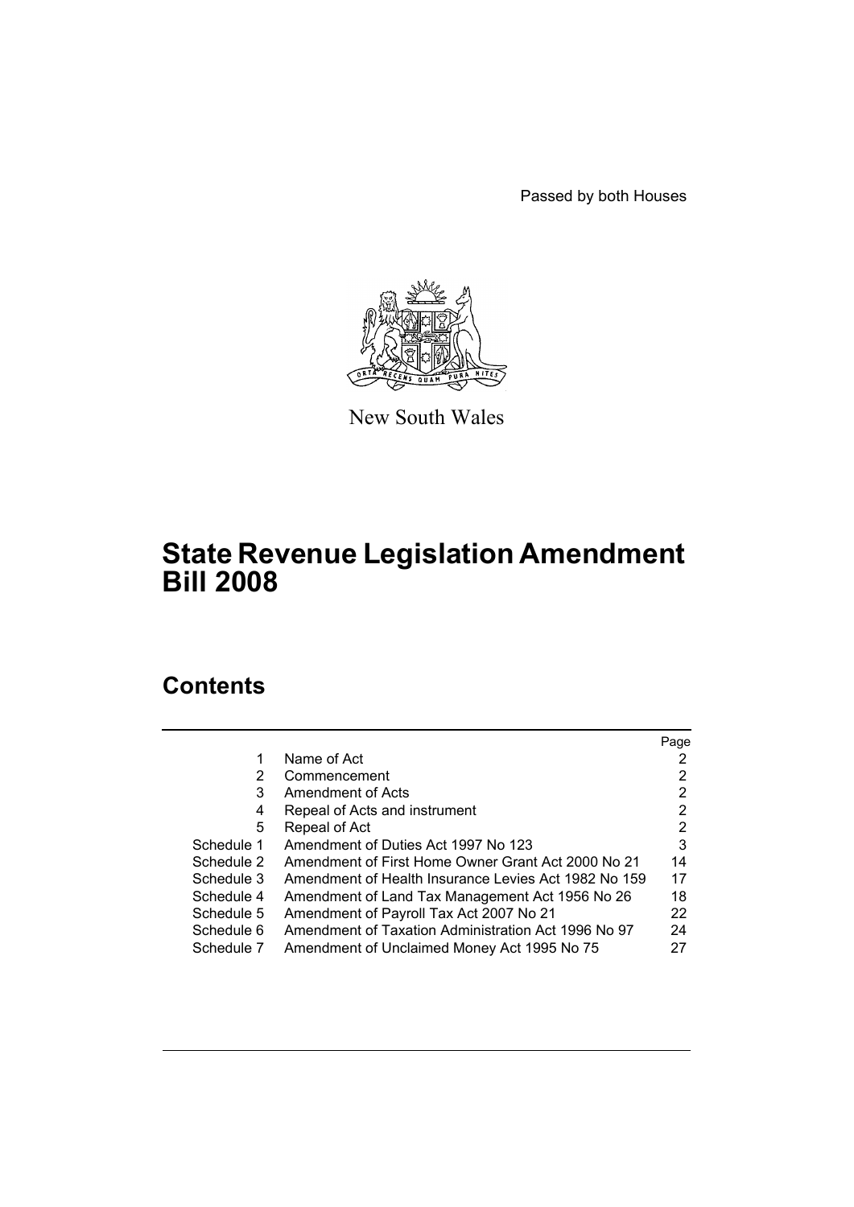Passed by both Houses

New South Wales

# State Revenue Legislation Amendment Bill 2008

## Contents

| | | Page |
|---|---|---|
| 1 | Name of Act | 2 |
| 2 | Commencement | 2 |
| 3 | Amendment of Acts | 2 |
| 4 | Repeal of Acts and instrument | 2 |
| 5 | Repeal of Act | 2 |
| Schedule 1 | Amendment of Duties Act 1997 No 123 | 3 |
| Schedule 2 | Amendment of First Home Owner Grant Act 2000 No 21 | 14 |
| Schedule 3 | Amendment of Health Insurance Levies Act 1982 No 159 | 17 |
| Schedule 4 | Amendment of Land Tax Management Act 1956 No 26 | 18 |
| Schedule 5 | Amendment of Payroll Tax Act 2007 No 21 | 22 |
| Schedule 6 | Amendment of Taxation Administration Act 1996 No 97 | 24 |
| Schedule 7 | Amendment of Unclaimed Money Act 1995 No 75 | 27 |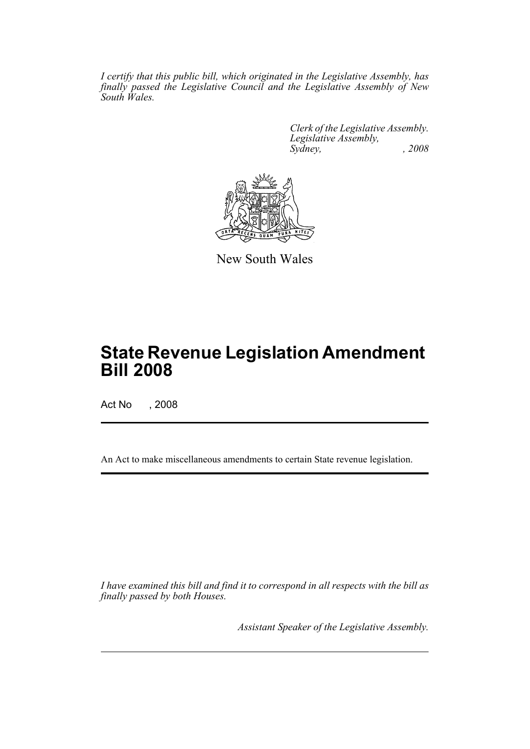*I certify that this public bill, which originated in the Legislative Assembly, has finally passed the Legislative Council and the Legislative Assembly of New South Wales.*

*Clerk of the Legislative Assembly.*
*Legislative Assembly,*
*Sydney, , 2008*

New South Wales

# State Revenue Legislation Amendment Bill 2008

Act No , 2008

An Act to make miscellaneous amendments to certain State revenue legislation.

*I have examined this bill and find it to correspond in all respects with the bill as finally passed by both Houses.*

*Assistant Speaker of the Legislative Assembly.*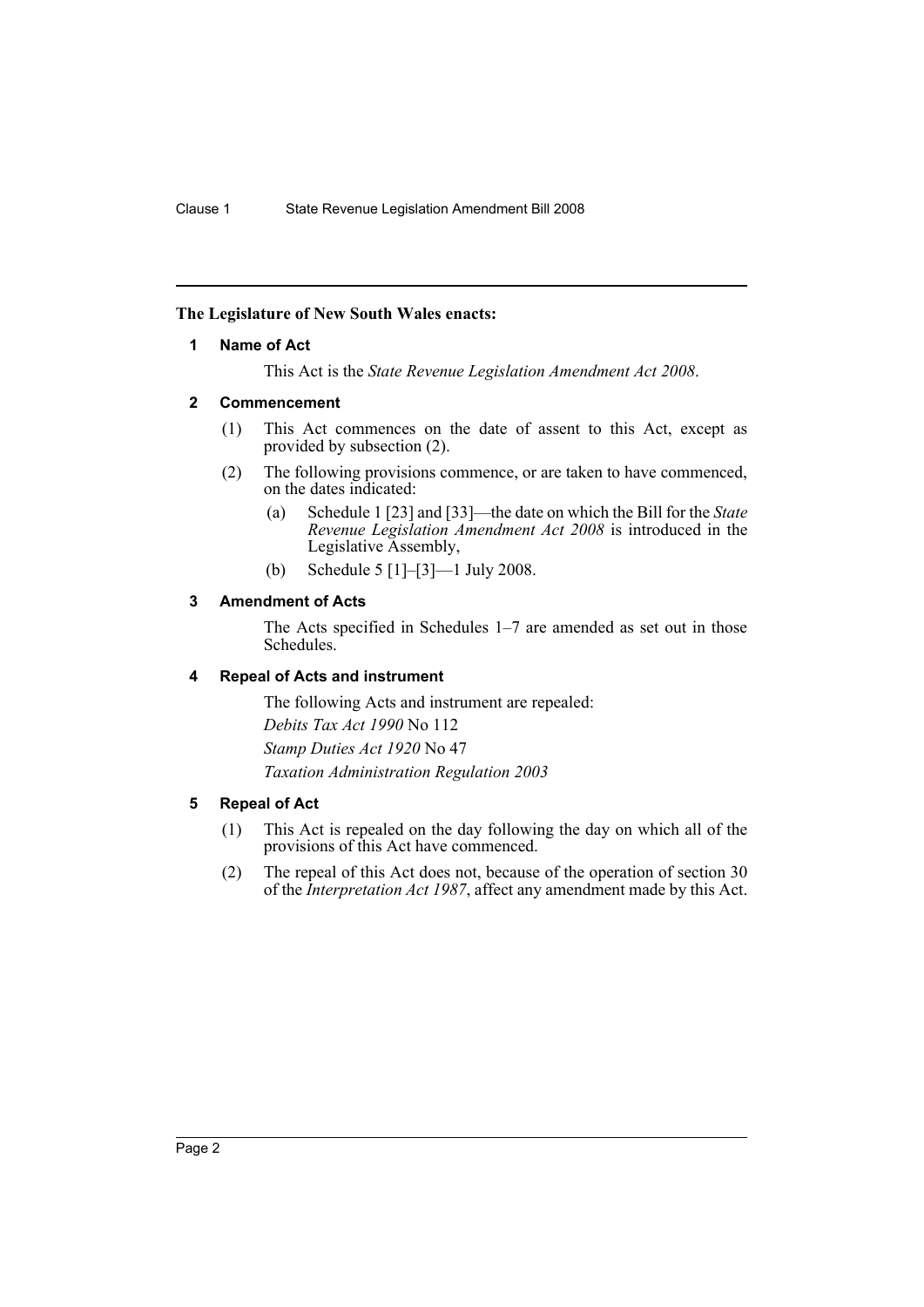**The Legislature of New South Wales enacts:**

## 1 Name of Act

This Act is the *State Revenue Legislation Amendment Act 2008*.

## 2 Commencement

(1) This Act commences on the date of assent to this Act, except as provided by subsection (2).

(2) The following provisions commence, or are taken to have commenced, on the dates indicated:

(a) Schedule 1 [23] and [33]—the date on which the Bill for the *State Revenue Legislation Amendment Act 2008* is introduced in the Legislative Assembly,

(b) Schedule 5 [1]–[3]—1 July 2008.

## 3 Amendment of Acts

The Acts specified in Schedules 1–7 are amended as set out in those Schedules.

## 4 Repeal of Acts and instrument

The following Acts and instrument are repealed:

*Debits Tax Act 1990* No 112

*Stamp Duties Act 1920* No 47

*Taxation Administration Regulation 2003*

## 5 Repeal of Act

(1) This Act is repealed on the day following the day on which all of the provisions of this Act have commenced.

(2) The repeal of this Act does not, because of the operation of section 30 of the *Interpretation Act 1987*, affect any amendment made by this Act.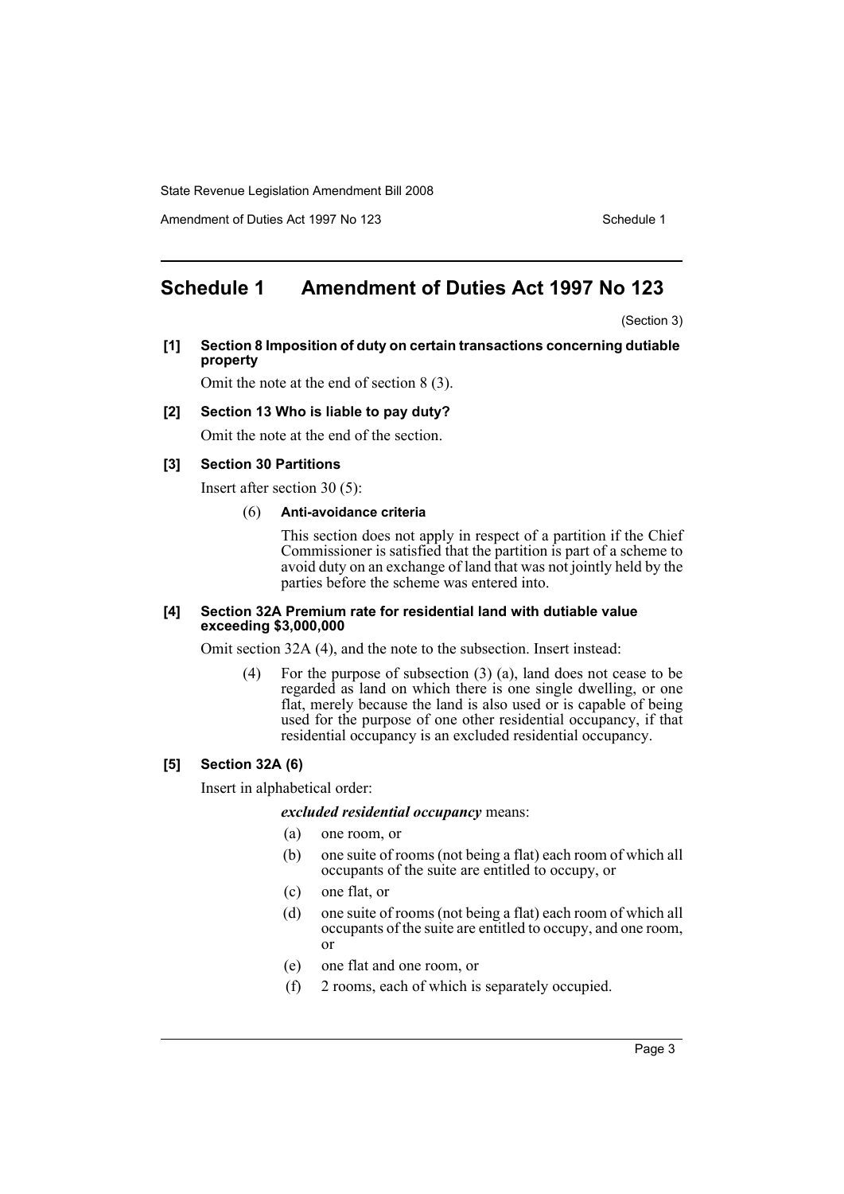## Schedule 1 Amendment of Duties Act 1997 No 123

(Section 3)

**[1] Section 8 Imposition of duty on certain transactions concerning dutiable property**

Omit the note at the end of section 8 (3).

**[2] Section 13 Who is liable to pay duty?**

Omit the note at the end of the section.

**[3] Section 30 Partitions**

Insert after section 30 (5):

(6) **Anti-avoidance criteria**

This section does not apply in respect of a partition if the Chief Commissioner is satisfied that the partition is part of a scheme to avoid duty on an exchange of land that was not jointly held by the parties before the scheme was entered into.

**[4] Section 32A Premium rate for residential land with dutiable value exceeding $3,000,000**

Omit section 32A (4), and the note to the subsection. Insert instead:

(4) For the purpose of subsection (3) (a), land does not cease to be regarded as land on which there is one single dwelling, or one flat, merely because the land is also used or is capable of being used for the purpose of one other residential occupancy, if that residential occupancy is an excluded residential occupancy.

**[5] Section 32A (6)**

Insert in alphabetical order:

***excluded residential occupancy*** means:

(a) one room, or

(b) one suite of rooms (not being a flat) each room of which all occupants of the suite are entitled to occupy, or

(c) one flat, or

(d) one suite of rooms (not being a flat) each room of which all occupants of the suite are entitled to occupy, and one room, or

(e) one flat and one room, or

(f) 2 rooms, each of which is separately occupied.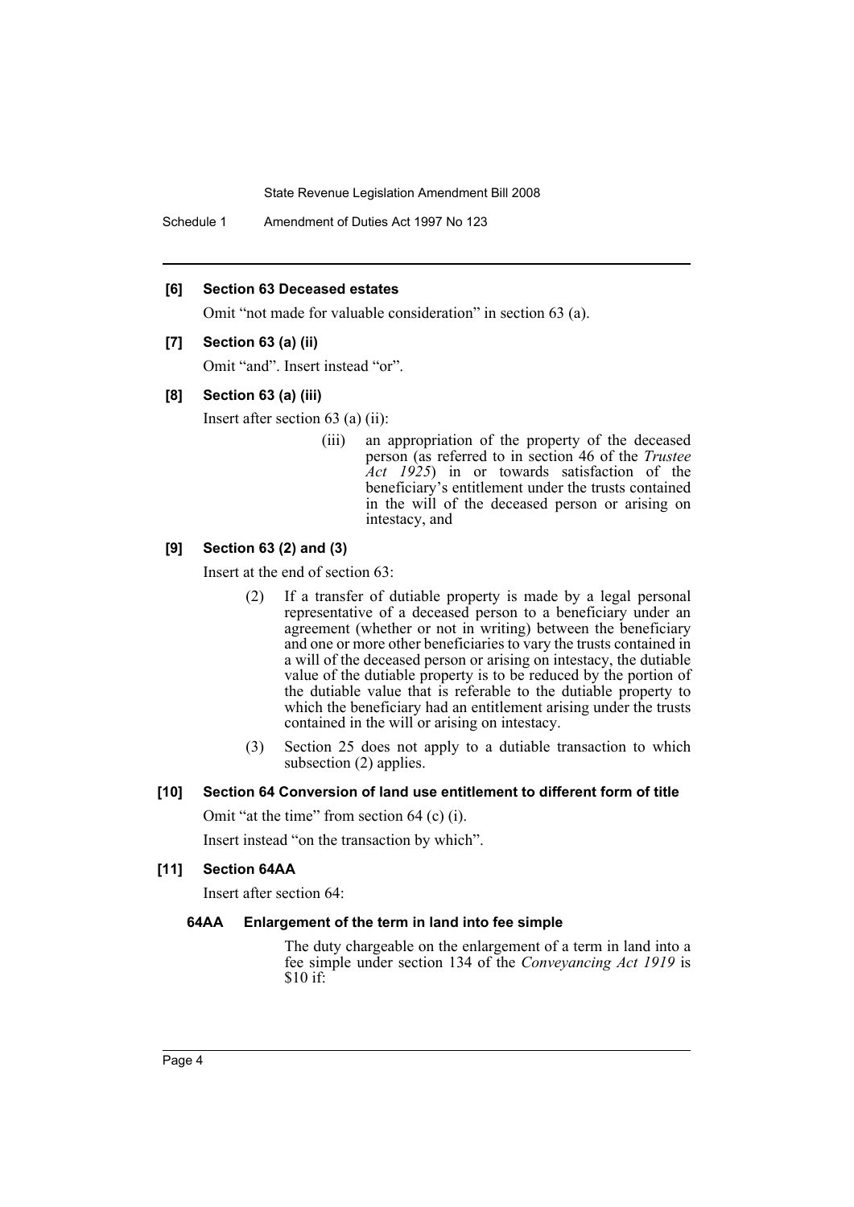**[6] Section 63 Deceased estates**

Omit "not made for valuable consideration" in section 63 (a).

**[7] Section 63 (a) (ii)**

Omit "and". Insert instead "or".

**[8] Section 63 (a) (iii)**

Insert after section 63 (a) (ii):

> (iii) an appropriation of the property of the deceased person (as referred to in section 46 of the *Trustee Act 1925*) in or towards satisfaction of the beneficiary's entitlement under the trusts contained in the will of the deceased person or arising on intestacy, and

**[9] Section 63 (2) and (3)**

Insert at the end of section 63:

> (2) If a transfer of dutiable property is made by a legal personal representative of a deceased person to a beneficiary under an agreement (whether or not in writing) between the beneficiary and one or more other beneficiaries to vary the trusts contained in a will of the deceased person or arising on intestacy, the dutiable value of the dutiable property is to be reduced by the portion of the dutiable value that is referable to the dutiable property to which the beneficiary had an entitlement arising under the trusts contained in the will or arising on intestacy.
>
> (3) Section 25 does not apply to a dutiable transaction to which subsection (2) applies.

**[10] Section 64 Conversion of land use entitlement to different form of title**

Omit "at the time" from section 64 (c) (i).

Insert instead "on the transaction by which".

**[11] Section 64AA**

Insert after section 64:

**64AA Enlargement of the term in land into fee simple**

The duty chargeable on the enlargement of a term in land into a fee simple under section 134 of the *Conveyancing Act 1919* is $10 if: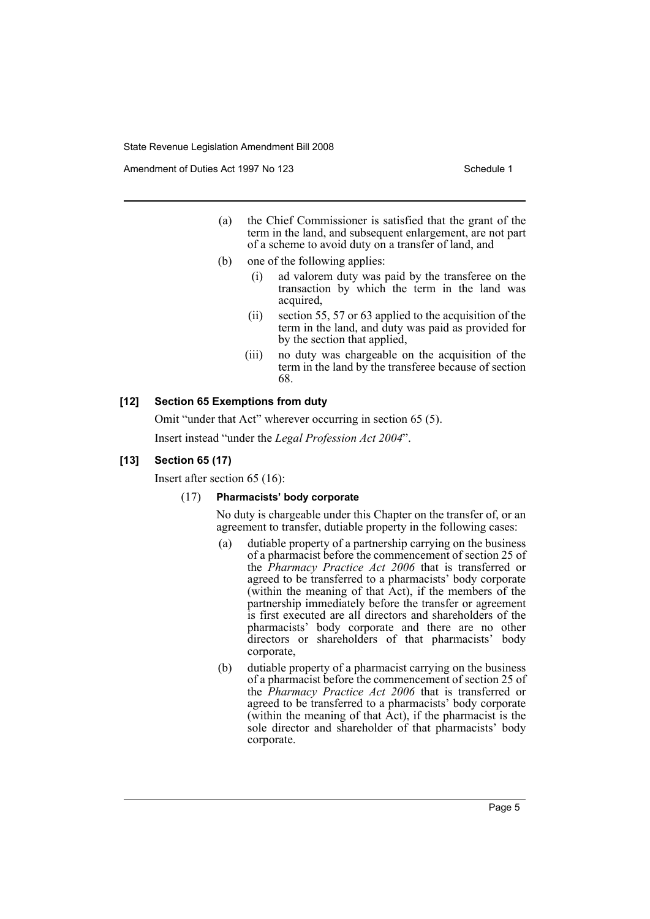(a) the Chief Commissioner is satisfied that the grant of the term in the land, and subsequent enlargement, are not part of a scheme to avoid duty on a transfer of land, and

(b) one of the following applies:

  (i) ad valorem duty was paid by the transferee on the transaction by which the term in the land was acquired,

  (ii) section 55, 57 or 63 applied to the acquisition of the term in the land, and duty was paid as provided for by the section that applied,

  (iii) no duty was chargeable on the acquisition of the term in the land by the transferee because of section 68.

#### [12] Section 65 Exemptions from duty

Omit "under that Act" wherever occurring in section 65 (5).

Insert instead "under the *Legal Profession Act 2004*".

#### [13] Section 65 (17)

Insert after section 65 (16):

(17) **Pharmacists' body corporate**

No duty is chargeable under this Chapter on the transfer of, or an agreement to transfer, dutiable property in the following cases:

(a) dutiable property of a partnership carrying on the business of a pharmacist before the commencement of section 25 of the *Pharmacy Practice Act 2006* that is transferred or agreed to be transferred to a pharmacists' body corporate (within the meaning of that Act), if the members of the partnership immediately before the transfer or agreement is first executed are all directors and shareholders of the pharmacists' body corporate and there are no other directors or shareholders of that pharmacists' body corporate,

(b) dutiable property of a pharmacist carrying on the business of a pharmacist before the commencement of section 25 of the *Pharmacy Practice Act 2006* that is transferred or agreed to be transferred to a pharmacists' body corporate (within the meaning of that Act), if the pharmacist is the sole director and shareholder of that pharmacists' body corporate.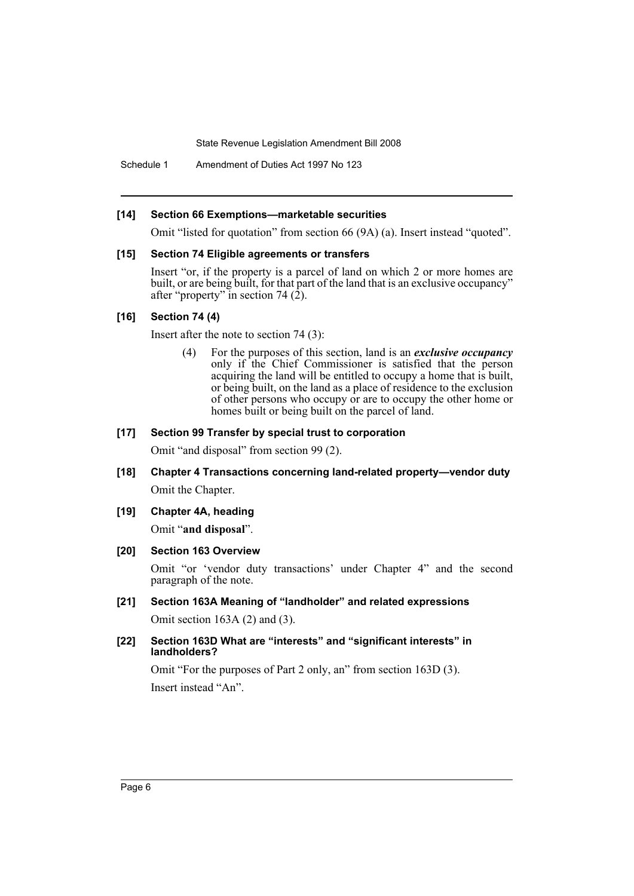**[14] Section 66 Exemptions—marketable securities**

Omit "listed for quotation" from section 66 (9A) (a). Insert instead "quoted".

**[15] Section 74 Eligible agreements or transfers**

Insert "or, if the property is a parcel of land on which 2 or more homes are built, or are being built, for that part of the land that is an exclusive occupancy" after "property" in section 74 (2).

**[16] Section 74 (4)**

Insert after the note to section 74 (3):

> (4) For the purposes of this section, land is an ***exclusive occupancy*** only if the Chief Commissioner is satisfied that the person acquiring the land will be entitled to occupy a home that is built, or being built, on the land as a place of residence to the exclusion of other persons who occupy or are to occupy the other home or homes built or being built on the parcel of land.

**[17] Section 99 Transfer by special trust to corporation**

Omit "and disposal" from section 99 (2).

**[18] Chapter 4 Transactions concerning land-related property—vendor duty**

Omit the Chapter.

**[19] Chapter 4A, heading**

Omit "**and disposal**".

**[20] Section 163 Overview**

Omit "or 'vendor duty transactions' under Chapter 4" and the second paragraph of the note.

**[21] Section 163A Meaning of "landholder" and related expressions**

Omit section 163A (2) and (3).

**[22] Section 163D What are "interests" and "significant interests" in landholders?**

Omit "For the purposes of Part 2 only, an" from section 163D (3).

Insert instead "An".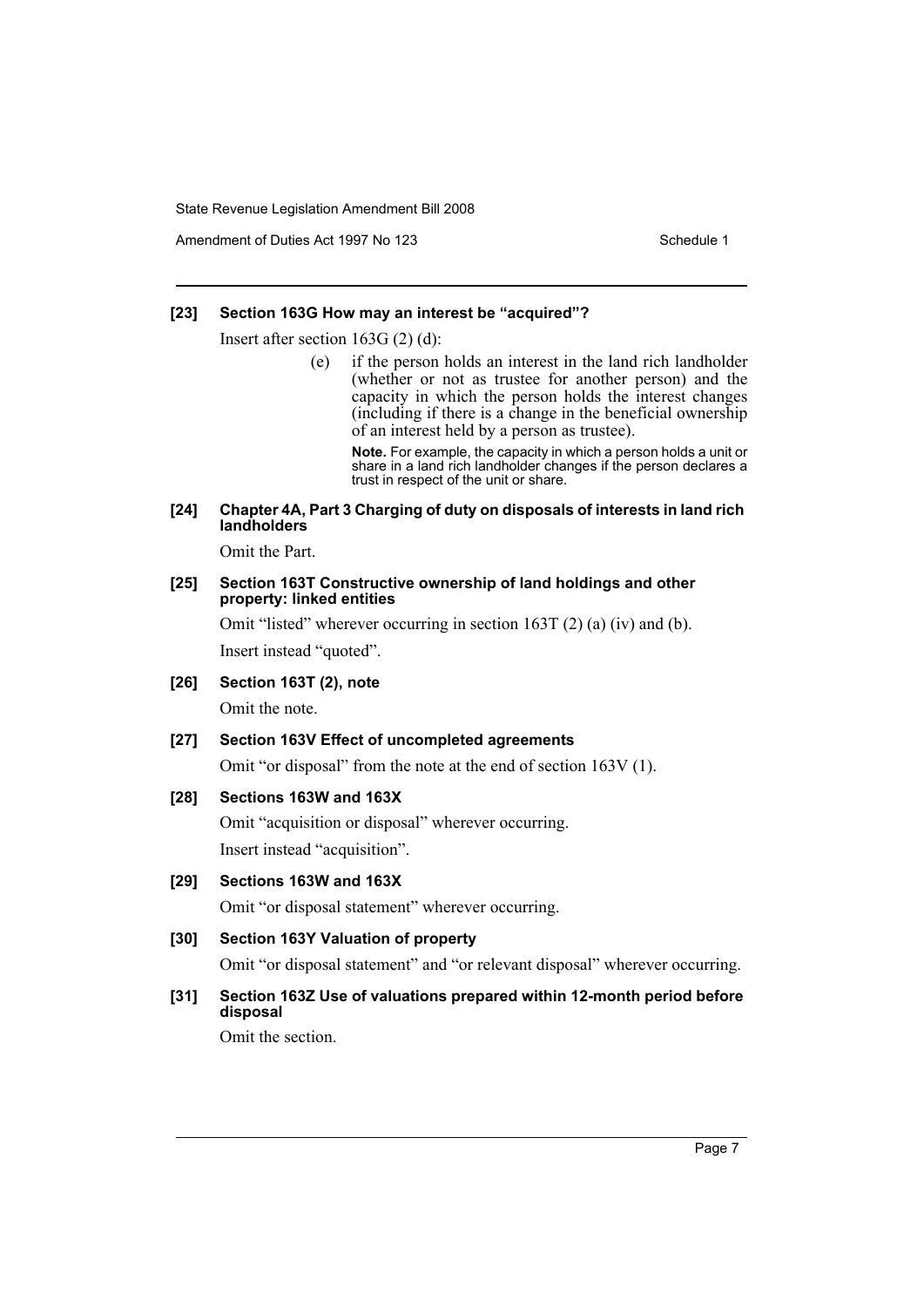#### [23] Section 163G How may an interest be "acquired"?

Insert after section 163G (2) (d):

> (e) if the person holds an interest in the land rich landholder (whether or not as trustee for another person) and the capacity in which the person holds the interest changes (including if there is a change in the beneficial ownership of an interest held by a person as trustee).
>
> **Note.** For example, the capacity in which a person holds a unit or share in a land rich landholder changes if the person declares a trust in respect of the unit or share.

#### [24] Chapter 4A, Part 3 Charging of duty on disposals of interests in land rich landholders

Omit the Part.

#### [25] Section 163T Constructive ownership of land holdings and other property: linked entities

Omit "listed" wherever occurring in section 163T (2) (a) (iv) and (b).

Insert instead "quoted".

#### [26] Section 163T (2), note

Omit the note.

#### [27] Section 163V Effect of uncompleted agreements

Omit "or disposal" from the note at the end of section 163V (1).

#### [28] Sections 163W and 163X

Omit "acquisition or disposal" wherever occurring.

Insert instead "acquisition".

#### [29] Sections 163W and 163X

Omit "or disposal statement" wherever occurring.

#### [30] Section 163Y Valuation of property

Omit "or disposal statement" and "or relevant disposal" wherever occurring.

#### [31] Section 163Z Use of valuations prepared within 12-month period before disposal

Omit the section.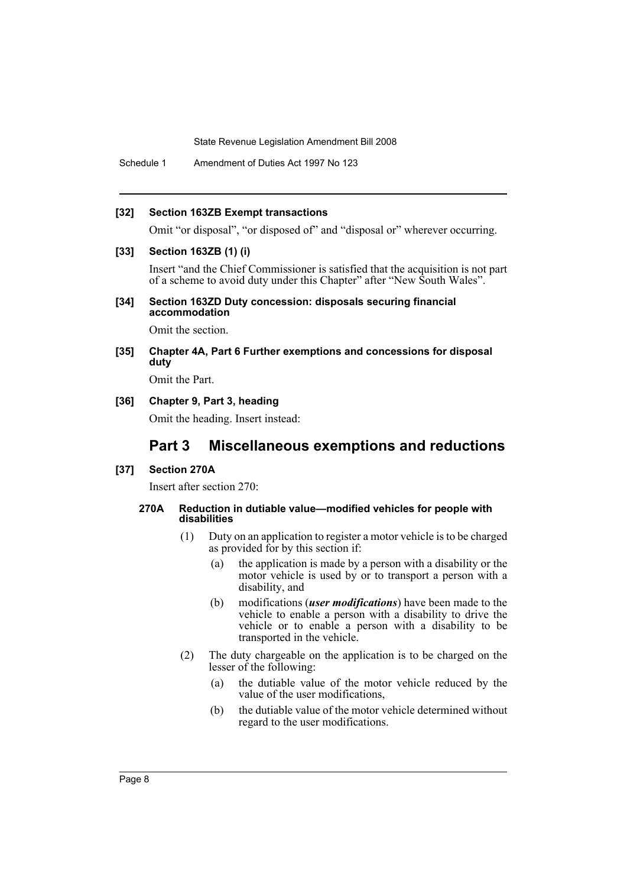**[32] Section 163ZB Exempt transactions**

Omit "or disposal", "or disposed of" and "disposal or" wherever occurring.

**[33] Section 163ZB (1) (i)**

Insert "and the Chief Commissioner is satisfied that the acquisition is not part of a scheme to avoid duty under this Chapter" after "New South Wales".

**[34] Section 163ZD Duty concession: disposals securing financial accommodation**

Omit the section.

**[35] Chapter 4A, Part 6 Further exemptions and concessions for disposal duty**

Omit the Part.

**[36] Chapter 9, Part 3, heading**

Omit the heading. Insert instead:

## Part 3 Miscellaneous exemptions and reductions

**[37] Section 270A**

Insert after section 270:

**270A Reduction in dutiable value—modified vehicles for people with disabilities**

(1) Duty on an application to register a motor vehicle is to be charged as provided for by this section if:

- (a) the application is made by a person with a disability or the motor vehicle is used by or to transport a person with a disability, and
- (b) modifications (***user modifications***) have been made to the vehicle to enable a person with a disability to drive the vehicle or to enable a person with a disability to be transported in the vehicle.

(2) The duty chargeable on the application is to be charged on the lesser of the following:

- (a) the dutiable value of the motor vehicle reduced by the value of the user modifications,
- (b) the dutiable value of the motor vehicle determined without regard to the user modifications.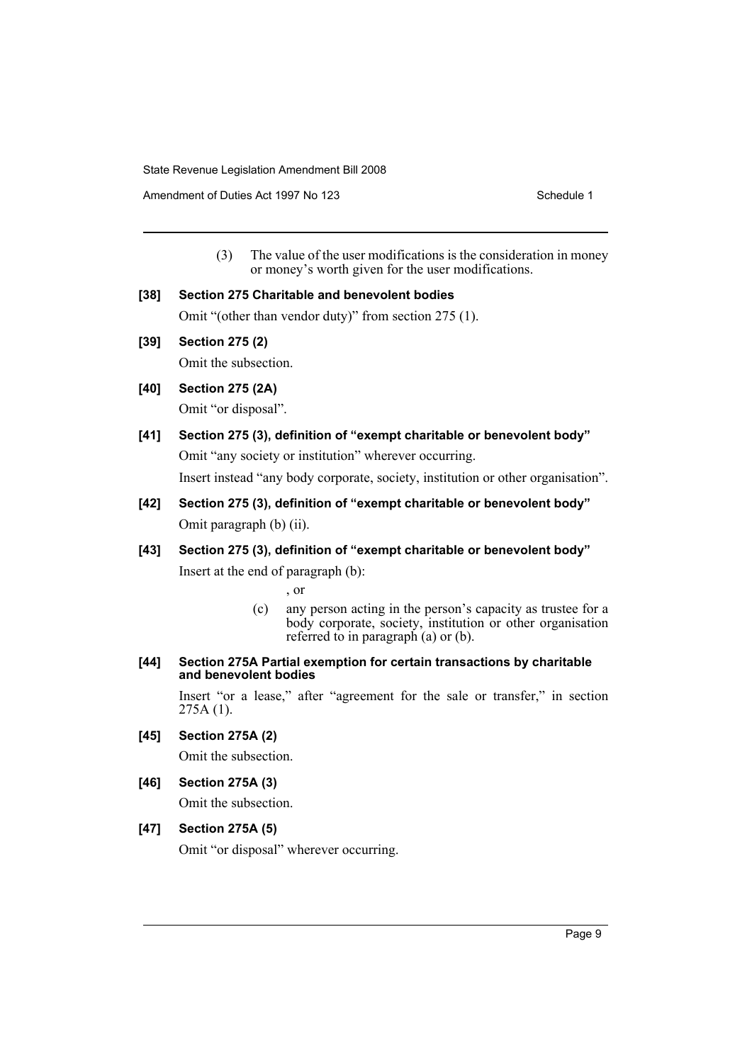(3) The value of the user modifications is the consideration in money or money's worth given for the user modifications.

**[38] Section 275 Charitable and benevolent bodies**

Omit "(other than vendor duty)" from section 275 (1).

**[39] Section 275 (2)**

Omit the subsection.

**[40] Section 275 (2A)**

Omit "or disposal".

**[41] Section 275 (3), definition of "exempt charitable or benevolent body"**

Omit "any society or institution" wherever occurring.

Insert instead "any body corporate, society, institution or other organisation".

**[42] Section 275 (3), definition of "exempt charitable or benevolent body"**

Omit paragraph (b) (ii).

**[43] Section 275 (3), definition of "exempt charitable or benevolent body"**

Insert at the end of paragraph (b):

, or

(c) any person acting in the person's capacity as trustee for a body corporate, society, institution or other organisation referred to in paragraph (a) or (b).

**[44] Section 275A Partial exemption for certain transactions by charitable and benevolent bodies**

Insert "or a lease," after "agreement for the sale or transfer," in section 275A (1).

**[45] Section 275A (2)**

Omit the subsection.

**[46] Section 275A (3)**

Omit the subsection.

**[47] Section 275A (5)**

Omit "or disposal" wherever occurring.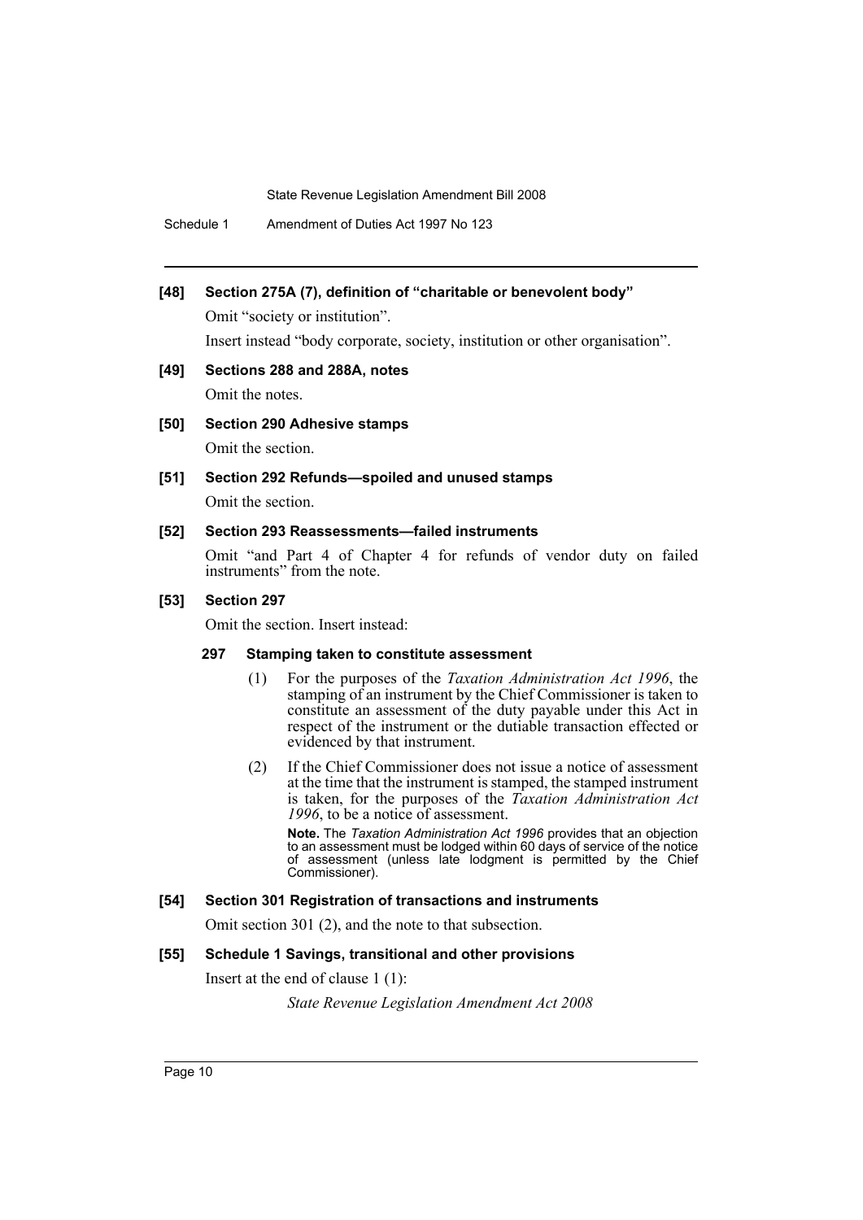### [48] Section 275A (7), definition of "charitable or benevolent body"

Omit "society or institution".

Insert instead "body corporate, society, institution or other organisation".

### [49] Sections 288 and 288A, notes

Omit the notes.

### [50] Section 290 Adhesive stamps

Omit the section.

### [51] Section 292 Refunds—spoiled and unused stamps

Omit the section.

### [52] Section 293 Reassessments—failed instruments

Omit "and Part 4 of Chapter 4 for refunds of vendor duty on failed instruments" from the note.

### [53] Section 297

Omit the section. Insert instead:

#### 297 Stamping taken to constitute assessment

(1) For the purposes of the *Taxation Administration Act 1996*, the stamping of an instrument by the Chief Commissioner is taken to constitute an assessment of the duty payable under this Act in respect of the instrument or the dutiable transaction effected or evidenced by that instrument.

(2) If the Chief Commissioner does not issue a notice of assessment at the time that the instrument is stamped, the stamped instrument is taken, for the purposes of the *Taxation Administration Act 1996*, to be a notice of assessment.

**Note.** The *Taxation Administration Act 1996* provides that an objection to an assessment must be lodged within 60 days of service of the notice of assessment (unless late lodgment is permitted by the Chief Commissioner).

### [54] Section 301 Registration of transactions and instruments

Omit section 301 (2), and the note to that subsection.

### [55] Schedule 1 Savings, transitional and other provisions

Insert at the end of clause 1 (1):

*State Revenue Legislation Amendment Act 2008*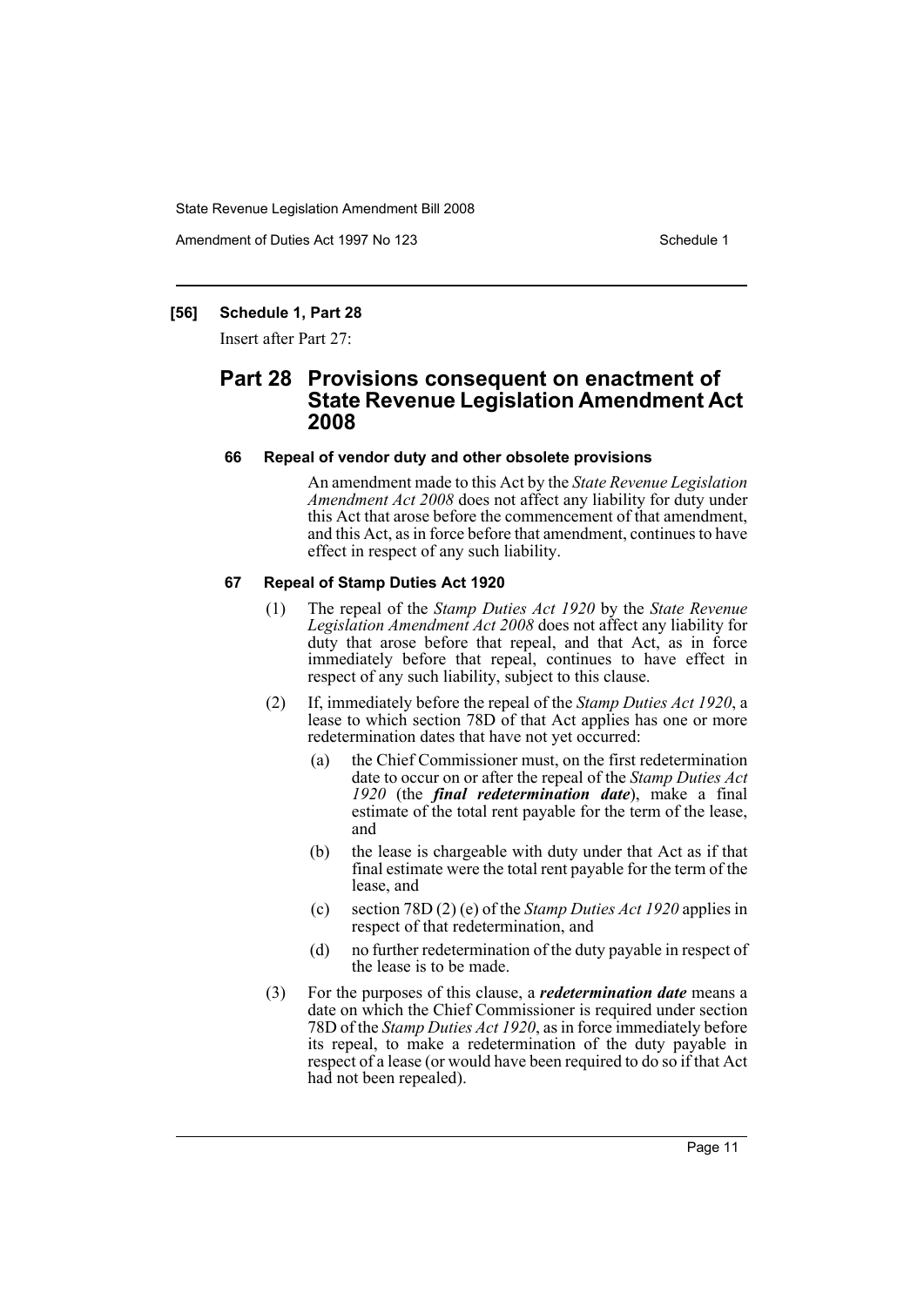### [56] Schedule 1, Part 28

Insert after Part 27:

## Part 28 Provisions consequent on enactment of State Revenue Legislation Amendment Act 2008

#### 66 Repeal of vendor duty and other obsolete provisions

An amendment made to this Act by the *State Revenue Legislation Amendment Act 2008* does not affect any liability for duty under this Act that arose before the commencement of that amendment, and this Act, as in force before that amendment, continues to have effect in respect of any such liability.

#### 67 Repeal of Stamp Duties Act 1920

(1) The repeal of the *Stamp Duties Act 1920* by the *State Revenue Legislation Amendment Act 2008* does not affect any liability for duty that arose before that repeal, and that Act, as in force immediately before that repeal, continues to have effect in respect of any such liability, subject to this clause.

(2) If, immediately before the repeal of the *Stamp Duties Act 1920*, a lease to which section 78D of that Act applies has one or more redetermination dates that have not yet occurred:

- (a) the Chief Commissioner must, on the first redetermination date to occur on or after the repeal of the *Stamp Duties Act 1920* (the ***final redetermination date***), make a final estimate of the total rent payable for the term of the lease, and
- (b) the lease is chargeable with duty under that Act as if that final estimate were the total rent payable for the term of the lease, and
- (c) section 78D (2) (e) of the *Stamp Duties Act 1920* applies in respect of that redetermination, and
- (d) no further redetermination of the duty payable in respect of the lease is to be made.

(3) For the purposes of this clause, a ***redetermination date*** means a date on which the Chief Commissioner is required under section 78D of the *Stamp Duties Act 1920*, as in force immediately before its repeal, to make a redetermination of the duty payable in respect of a lease (or would have been required to do so if that Act had not been repealed).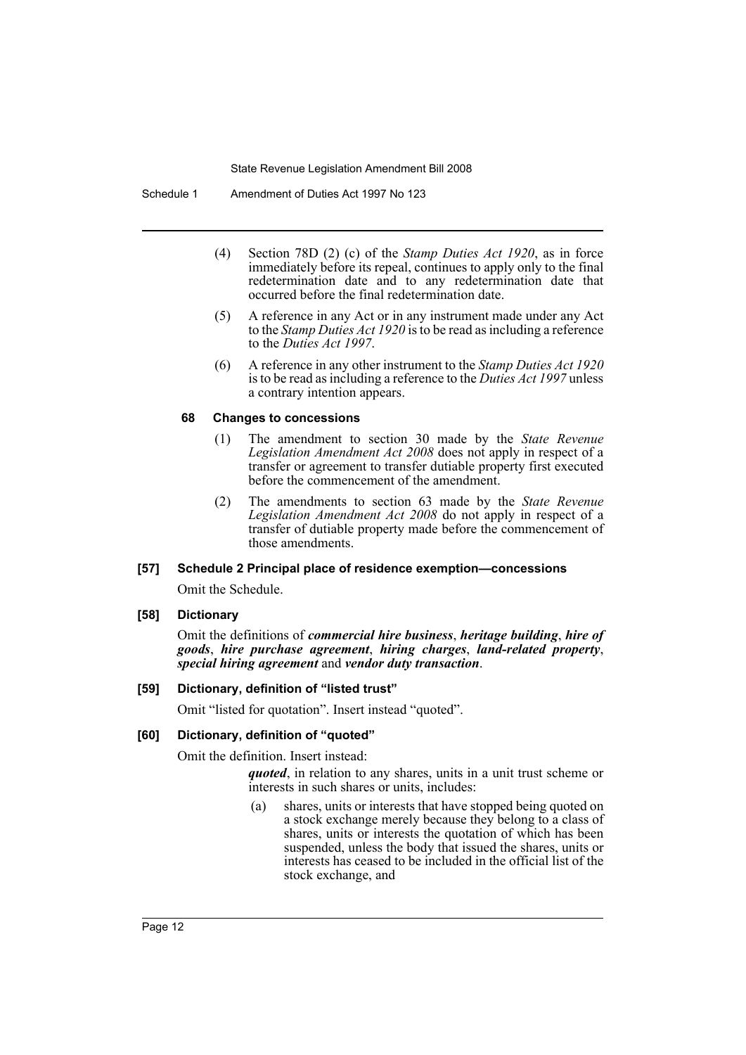(4) Section 78D (2) (c) of the *Stamp Duties Act 1920*, as in force immediately before its repeal, continues to apply only to the final redetermination date and to any redetermination date that occurred before the final redetermination date.

(5) A reference in any Act or in any instrument made under any Act to the *Stamp Duties Act 1920* is to be read as including a reference to the *Duties Act 1997*.

(6) A reference in any other instrument to the *Stamp Duties Act 1920* is to be read as including a reference to the *Duties Act 1997* unless a contrary intention appears.

#### 68 Changes to concessions

(1) The amendment to section 30 made by the *State Revenue Legislation Amendment Act 2008* does not apply in respect of a transfer or agreement to transfer dutiable property first executed before the commencement of the amendment.

(2) The amendments to section 63 made by the *State Revenue Legislation Amendment Act 2008* do not apply in respect of a transfer of dutiable property made before the commencement of those amendments.

### [57] Schedule 2 Principal place of residence exemption—concessions

Omit the Schedule.

### [58] Dictionary

Omit the definitions of ***commercial hire business***, ***heritage building***, ***hire of goods***, ***hire purchase agreement***, ***hiring charges***, ***land-related property***, ***special hiring agreement*** and ***vendor duty transaction***.

### [59] Dictionary, definition of "listed trust"

Omit "listed for quotation". Insert instead "quoted".

### [60] Dictionary, definition of "quoted"

Omit the definition. Insert instead:

> ***quoted***, in relation to any shares, units in a unit trust scheme or interests in such shares or units, includes:
>
> (a) shares, units or interests that have stopped being quoted on a stock exchange merely because they belong to a class of shares, units or interests the quotation of which has been suspended, unless the body that issued the shares, units or interests has ceased to be included in the official list of the stock exchange, and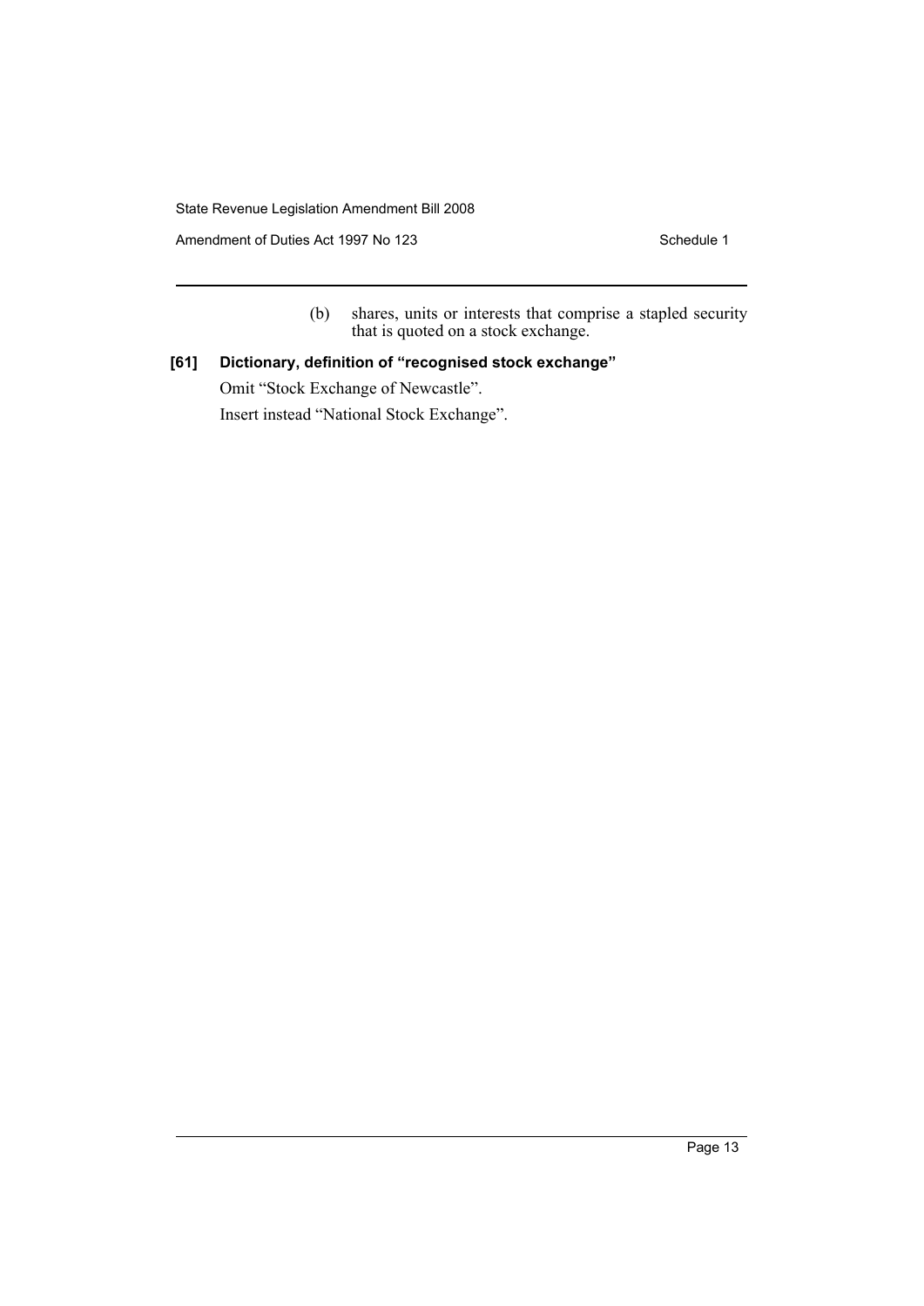(b) shares, units or interests that comprise a stapled security that is quoted on a stock exchange.

**[61] Dictionary, definition of "recognised stock exchange"**

Omit "Stock Exchange of Newcastle".

Insert instead "National Stock Exchange".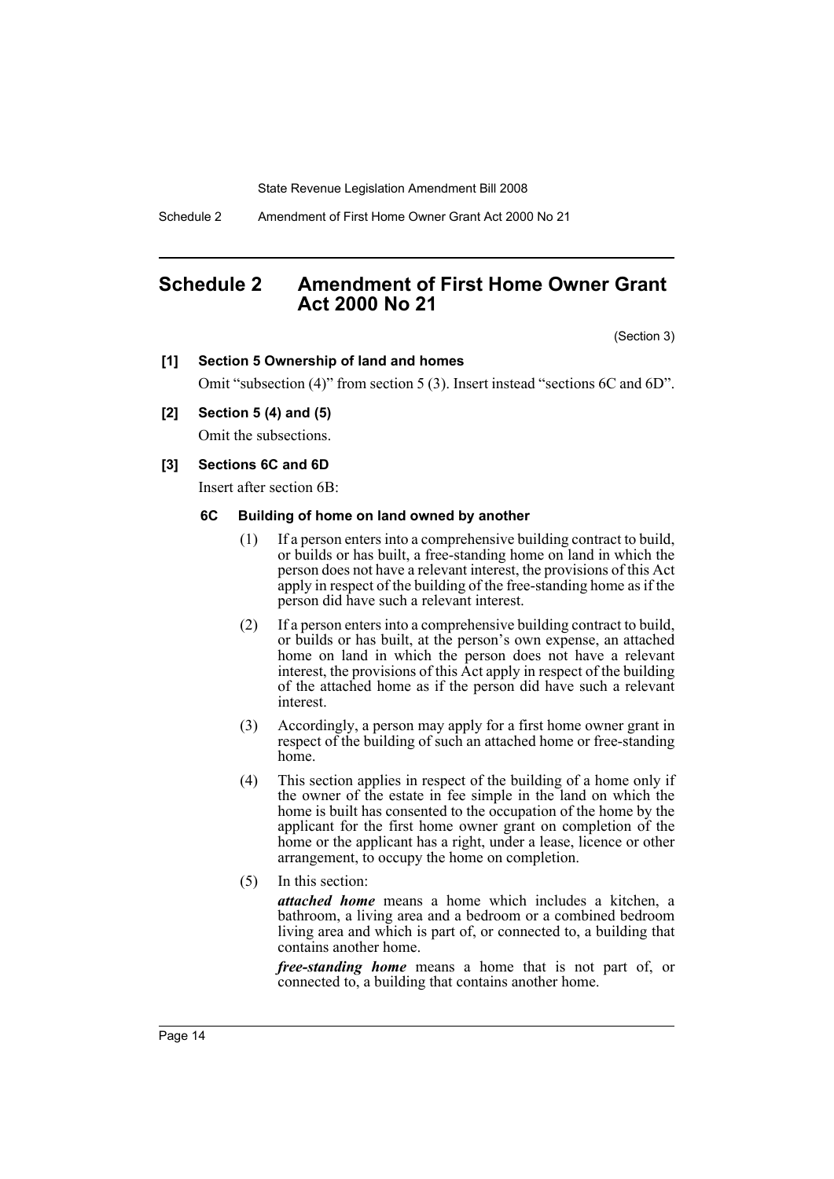# Schedule 2 Amendment of First Home Owner Grant Act 2000 No 21

(Section 3)

**[1] Section 5 Ownership of land and homes**

Omit "subsection (4)" from section 5 (3). Insert instead "sections 6C and 6D".

**[2] Section 5 (4) and (5)**

Omit the subsections.

**[3] Sections 6C and 6D**

Insert after section 6B:

**6C Building of home on land owned by another**

(1) If a person enters into a comprehensive building contract to build, or builds or has built, a free-standing home on land in which the person does not have a relevant interest, the provisions of this Act apply in respect of the building of the free-standing home as if the person did have such a relevant interest.

(2) If a person enters into a comprehensive building contract to build, or builds or has built, at the person's own expense, an attached home on land in which the person does not have a relevant interest, the provisions of this Act apply in respect of the building of the attached home as if the person did have such a relevant interest.

(3) Accordingly, a person may apply for a first home owner grant in respect of the building of such an attached home or free-standing home.

(4) This section applies in respect of the building of a home only if the owner of the estate in fee simple in the land on which the home is built has consented to the occupation of the home by the applicant for the first home owner grant on completion of the home or the applicant has a right, under a lease, licence or other arrangement, to occupy the home on completion.

(5) In this section:

***attached home*** means a home which includes a kitchen, a bathroom, a living area and a bedroom or a combined bedroom living area and which is part of, or connected to, a building that contains another home.

***free-standing home*** means a home that is not part of, or connected to, a building that contains another home.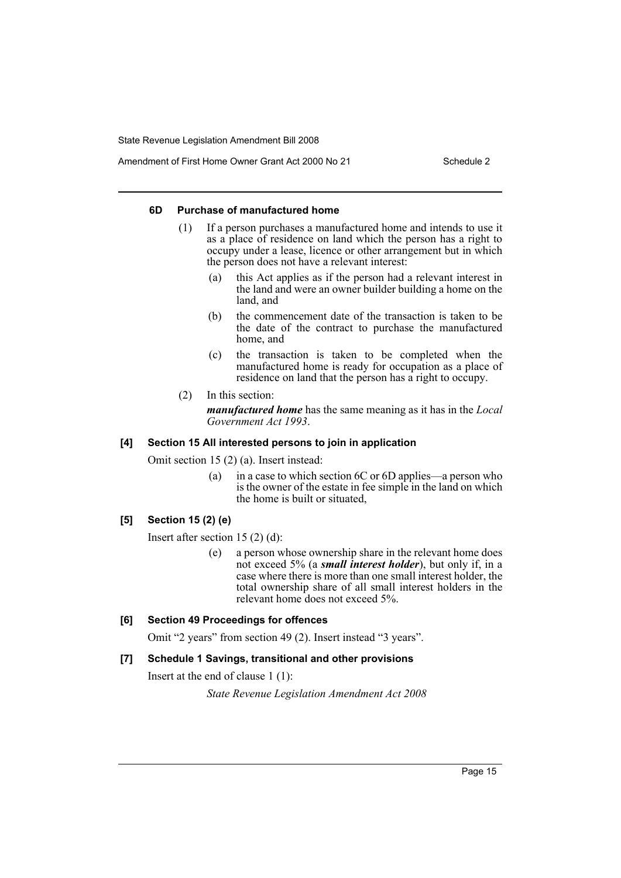#### 6D Purchase of manufactured home

(1) If a person purchases a manufactured home and intends to use it as a place of residence on land which the person has a right to occupy under a lease, licence or other arrangement but in which the person does not have a relevant interest:

(a) this Act applies as if the person had a relevant interest in the land and were an owner builder building a home on the land, and

(b) the commencement date of the transaction is taken to be the date of the contract to purchase the manufactured home, and

(c) the transaction is taken to be completed when the manufactured home is ready for occupation as a place of residence on land that the person has a right to occupy.

(2) In this section:

***manufactured home*** has the same meaning as it has in the *Local Government Act 1993*.

#### [4] Section 15 All interested persons to join in application

Omit section 15 (2) (a). Insert instead:

(a) in a case to which section 6C or 6D applies—a person who is the owner of the estate in fee simple in the land on which the home is built or situated,

#### [5] Section 15 (2) (e)

Insert after section 15 (2) (d):

(e) a person whose ownership share in the relevant home does not exceed 5% (a ***small interest holder***), but only if, in a case where there is more than one small interest holder, the total ownership share of all small interest holders in the relevant home does not exceed 5%.

#### [6] Section 49 Proceedings for offences

Omit "2 years" from section 49 (2). Insert instead "3 years".

#### [7] Schedule 1 Savings, transitional and other provisions

Insert at the end of clause 1 (1):

*State Revenue Legislation Amendment Act 2008*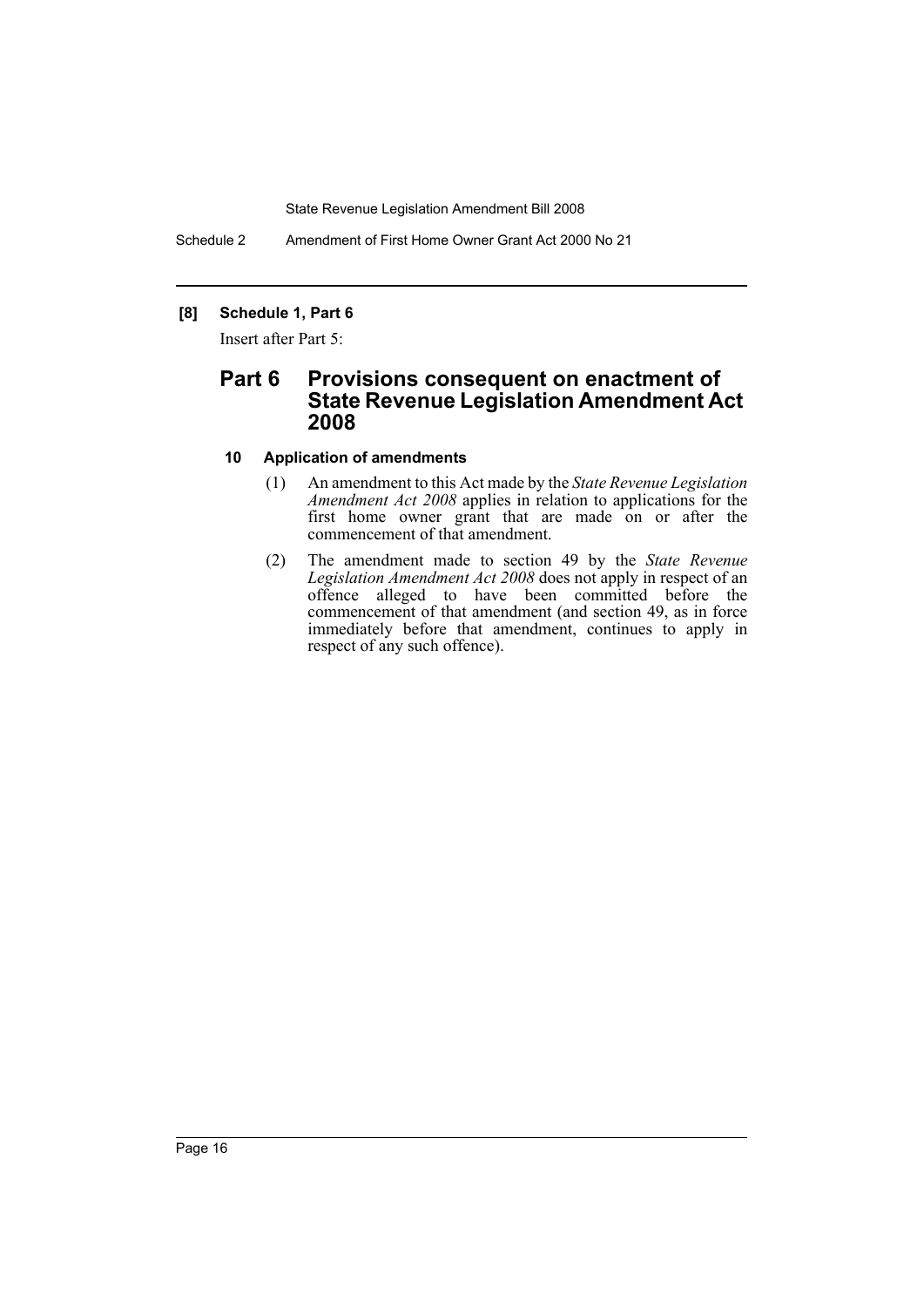**[8] Schedule 1, Part 6**

Insert after Part 5:

## Part 6 Provisions consequent on enactment of State Revenue Legislation Amendment Act 2008

### 10 Application of amendments

(1) An amendment to this Act made by the *State Revenue Legislation Amendment Act 2008* applies in relation to applications for the first home owner grant that are made on or after the commencement of that amendment.

(2) The amendment made to section 49 by the *State Revenue Legislation Amendment Act 2008* does not apply in respect of an offence alleged to have been committed before the commencement of that amendment (and section 49, as in force immediately before that amendment, continues to apply in respect of any such offence).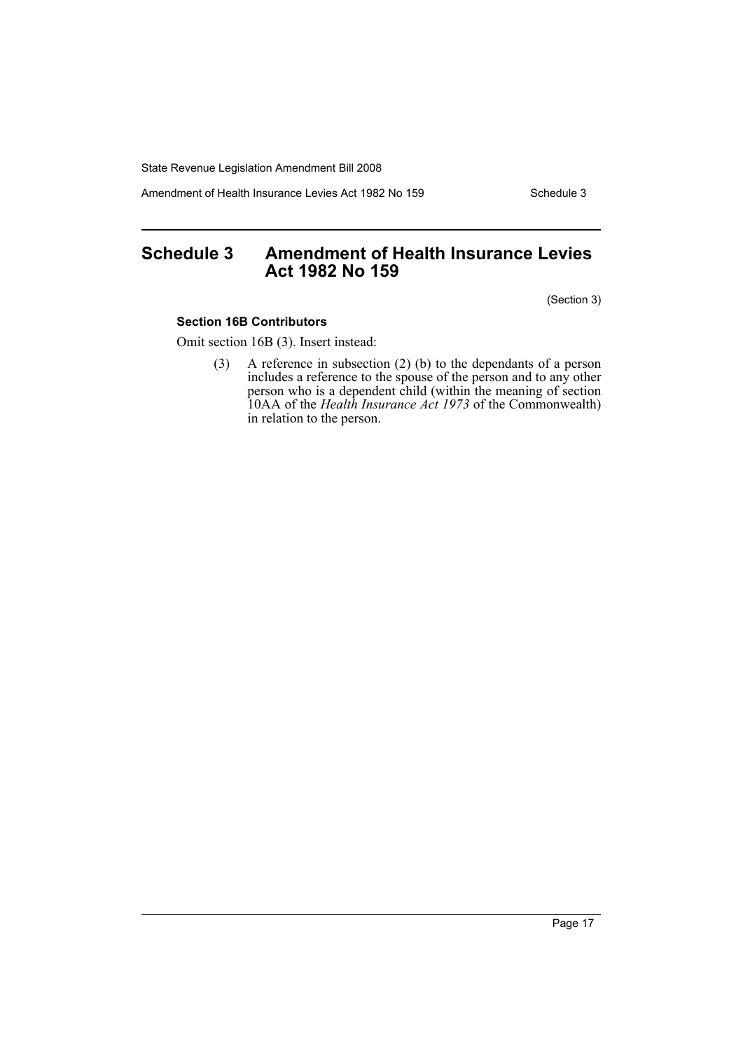## Schedule 3 Amendment of Health Insurance Levies Act 1982 No 159

(Section 3)

**Section 16B Contributors**

Omit section 16B (3). Insert instead:

(3) A reference in subsection (2) (b) to the dependants of a person includes a reference to the spouse of the person and to any other person who is a dependent child (within the meaning of section 10AA of the *Health Insurance Act 1973* of the Commonwealth) in relation to the person.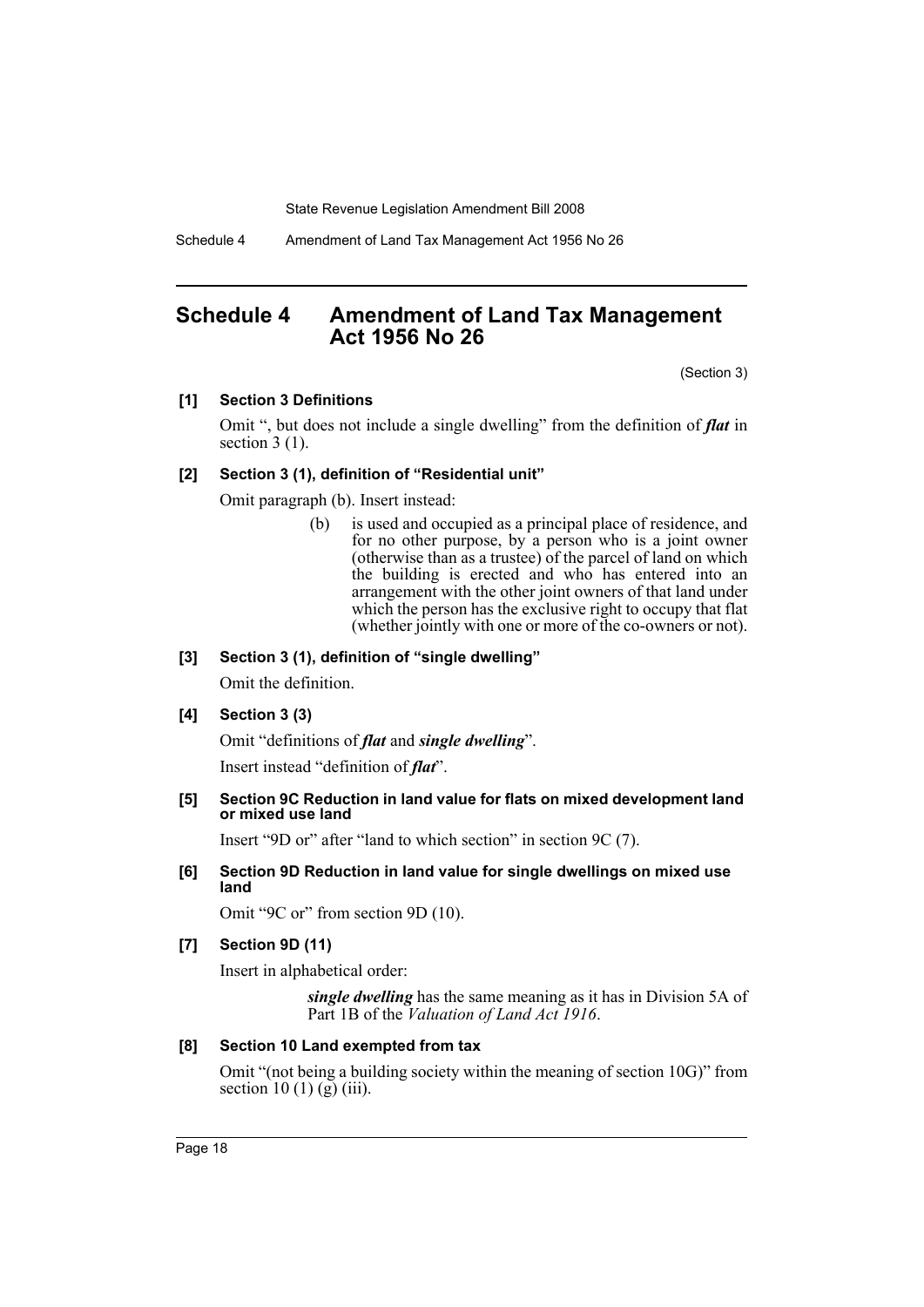# Schedule 4 Amendment of Land Tax Management Act 1956 No 26

(Section 3)

**[1] Section 3 Definitions**

Omit ", but does not include a single dwelling" from the definition of ***flat*** in section 3 (1).

**[2] Section 3 (1), definition of "Residential unit"**

Omit paragraph (b). Insert instead:

> (b) is used and occupied as a principal place of residence, and for no other purpose, by a person who is a joint owner (otherwise than as a trustee) of the parcel of land on which the building is erected and who has entered into an arrangement with the other joint owners of that land under which the person has the exclusive right to occupy that flat (whether jointly with one or more of the co-owners or not).

**[3] Section 3 (1), definition of "single dwelling"**

Omit the definition.

**[4] Section 3 (3)**

Omit "definitions of ***flat*** and ***single dwelling***".

Insert instead "definition of ***flat***".

**[5] Section 9C Reduction in land value for flats on mixed development land or mixed use land**

Insert "9D or" after "land to which section" in section 9C (7).

**[6] Section 9D Reduction in land value for single dwellings on mixed use land**

Omit "9C or" from section 9D (10).

**[7] Section 9D (11)**

Insert in alphabetical order:

> ***single dwelling*** has the same meaning as it has in Division 5A of Part 1B of the *Valuation of Land Act 1916*.

**[8] Section 10 Land exempted from tax**

Omit "(not being a building society within the meaning of section 10G)" from section 10 (1) (g) (iii).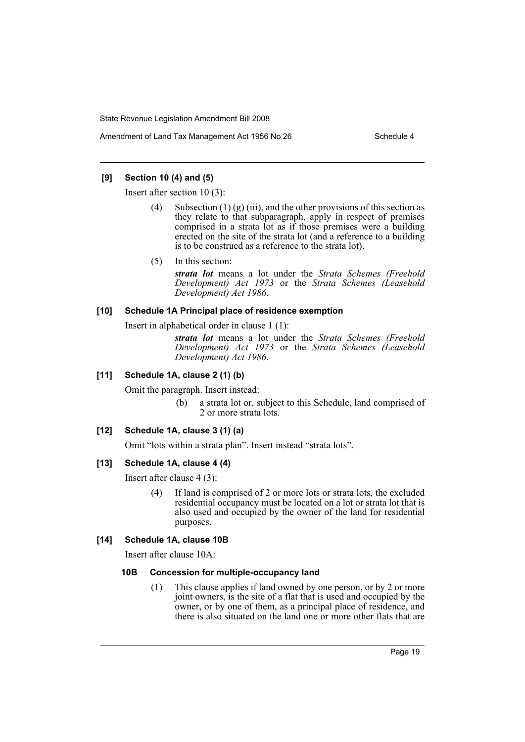### [9] Section 10 (4) and (5)

Insert after section 10 (3):

(4) Subsection (1) (g) (iii), and the other provisions of this section as they relate to that subparagraph, apply in respect of premises comprised in a strata lot as if those premises were a building erected on the site of the strata lot (and a reference to a building is to be construed as a reference to the strata lot).

(5) In this section:

***strata lot*** means a lot under the *Strata Schemes (Freehold Development) Act 1973* or the *Strata Schemes (Leasehold Development) Act 1986*.

### [10] Schedule 1A Principal place of residence exemption

Insert in alphabetical order in clause 1 (1):

***strata lot*** means a lot under the *Strata Schemes (Freehold Development) Act 1973* or the *Strata Schemes (Leasehold Development) Act 1986*.

### [11] Schedule 1A, clause 2 (1) (b)

Omit the paragraph. Insert instead:

(b) a strata lot or, subject to this Schedule, land comprised of 2 or more strata lots.

### [12] Schedule 1A, clause 3 (1) (a)

Omit "lots within a strata plan". Insert instead "strata lots".

### [13] Schedule 1A, clause 4 (4)

Insert after clause 4 (3):

(4) If land is comprised of 2 or more lots or strata lots, the excluded residential occupancy must be located on a lot or strata lot that is also used and occupied by the owner of the land for residential purposes.

### [14] Schedule 1A, clause 10B

Insert after clause 10A:

#### 10B Concession for multiple-occupancy land

(1) This clause applies if land owned by one person, or by 2 or more joint owners, is the site of a flat that is used and occupied by the owner, or by one of them, as a principal place of residence, and there is also situated on the land one or more other flats that are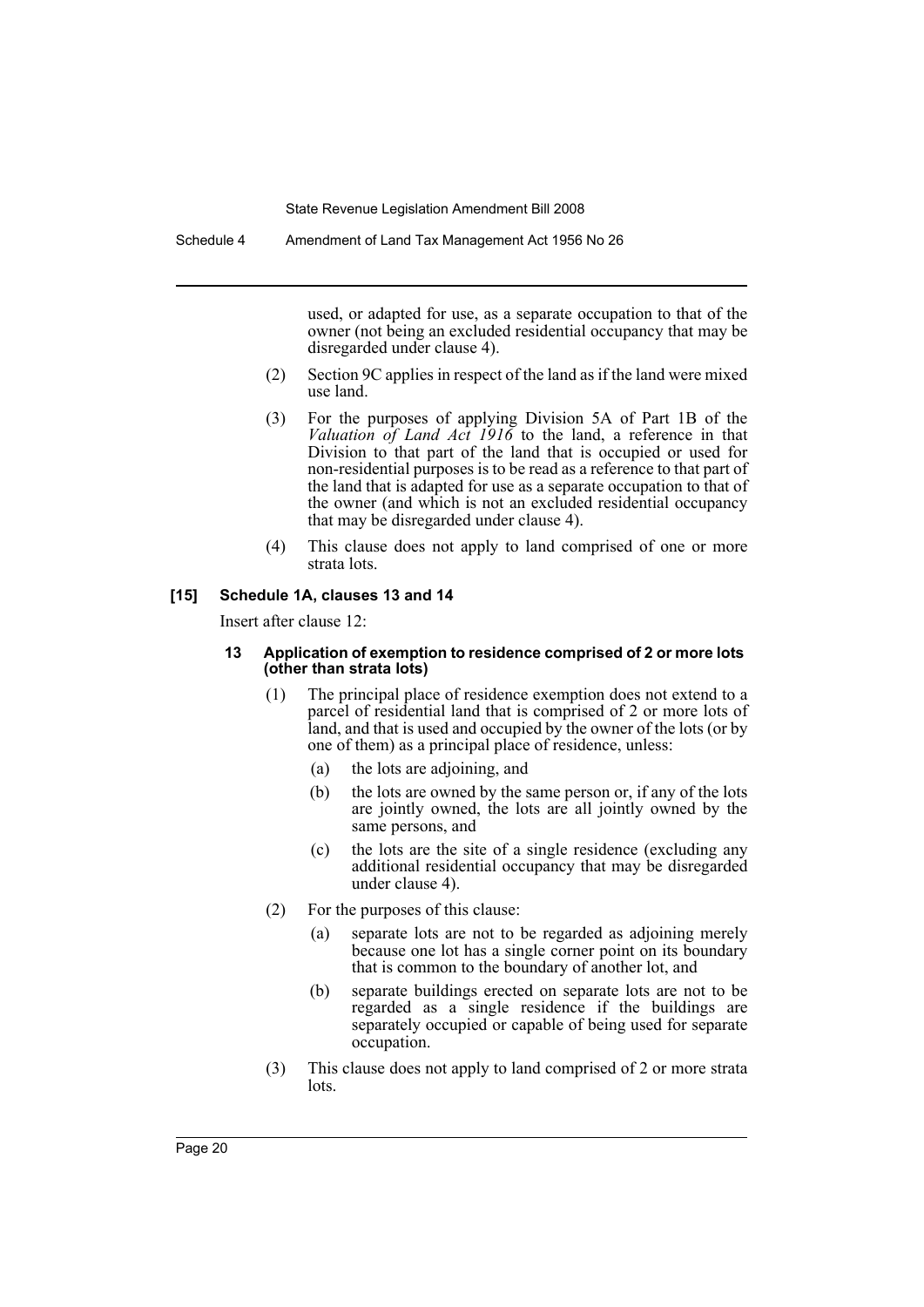used, or adapted for use, as a separate occupation to that of the owner (not being an excluded residential occupancy that may be disregarded under clause 4).

(2) Section 9C applies in respect of the land as if the land were mixed use land.

(3) For the purposes of applying Division 5A of Part 1B of the *Valuation of Land Act 1916* to the land, a reference in that Division to that part of the land that is occupied or used for non-residential purposes is to be read as a reference to that part of the land that is adapted for use as a separate occupation to that of the owner (and which is not an excluded residential occupancy that may be disregarded under clause 4).

(4) This clause does not apply to land comprised of one or more strata lots.

**[15] Schedule 1A, clauses 13 and 14**

Insert after clause 12:

**13 Application of exemption to residence comprised of 2 or more lots (other than strata lots)**

(1) The principal place of residence exemption does not extend to a parcel of residential land that is comprised of 2 or more lots of land, and that is used and occupied by the owner of the lots (or by one of them) as a principal place of residence, unless:

(a) the lots are adjoining, and

(b) the lots are owned by the same person or, if any of the lots are jointly owned, the lots are all jointly owned by the same persons, and

(c) the lots are the site of a single residence (excluding any additional residential occupancy that may be disregarded under clause 4).

(2) For the purposes of this clause:

(a) separate lots are not to be regarded as adjoining merely because one lot has a single corner point on its boundary that is common to the boundary of another lot, and

(b) separate buildings erected on separate lots are not to be regarded as a single residence if the buildings are separately occupied or capable of being used for separate occupation.

(3) This clause does not apply to land comprised of 2 or more strata lots.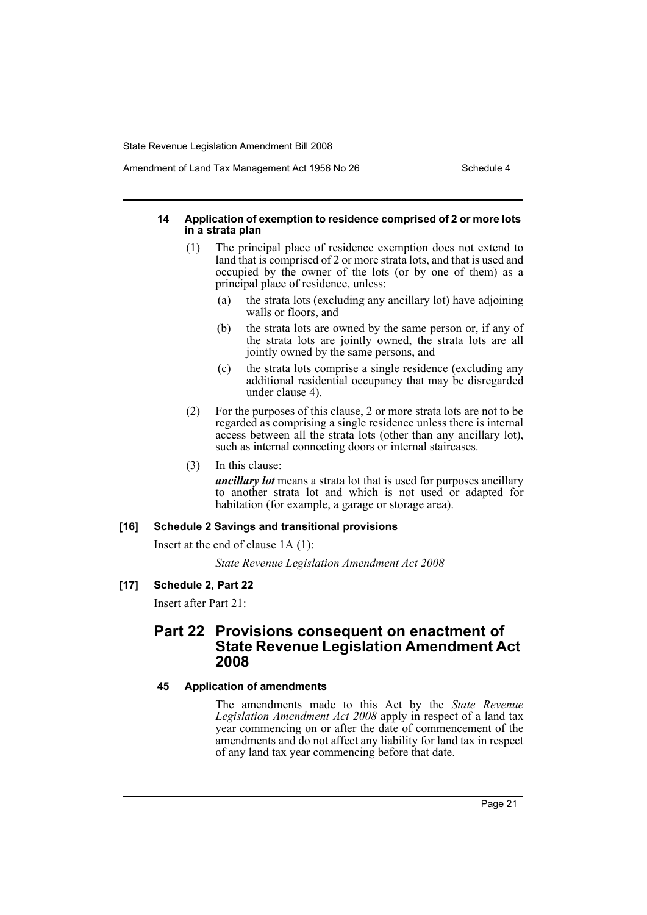#### 14 Application of exemption to residence comprised of 2 or more lots in a strata plan

(1) The principal place of residence exemption does not extend to land that is comprised of 2 or more strata lots, and that is used and occupied by the owner of the lots (or by one of them) as a principal place of residence, unless:

(a) the strata lots (excluding any ancillary lot) have adjoining walls or floors, and

(b) the strata lots are owned by the same person or, if any of the strata lots are jointly owned, the strata lots are all jointly owned by the same persons, and

(c) the strata lots comprise a single residence (excluding any additional residential occupancy that may be disregarded under clause 4).

(2) For the purposes of this clause, 2 or more strata lots are not to be regarded as comprising a single residence unless there is internal access between all the strata lots (other than any ancillary lot), such as internal connecting doors or internal staircases.

(3) In this clause:

***ancillary lot*** means a strata lot that is used for purposes ancillary to another strata lot and which is not used or adapted for habitation (for example, a garage or storage area).

#### [16] Schedule 2 Savings and transitional provisions

Insert at the end of clause 1A (1):

*State Revenue Legislation Amendment Act 2008*

#### [17] Schedule 2, Part 22

Insert after Part 21:

## Part 22 Provisions consequent on enactment of State Revenue Legislation Amendment Act 2008

#### 45 Application of amendments

The amendments made to this Act by the *State Revenue Legislation Amendment Act 2008* apply in respect of a land tax year commencing on or after the date of commencement of the amendments and do not affect any liability for land tax in respect of any land tax year commencing before that date.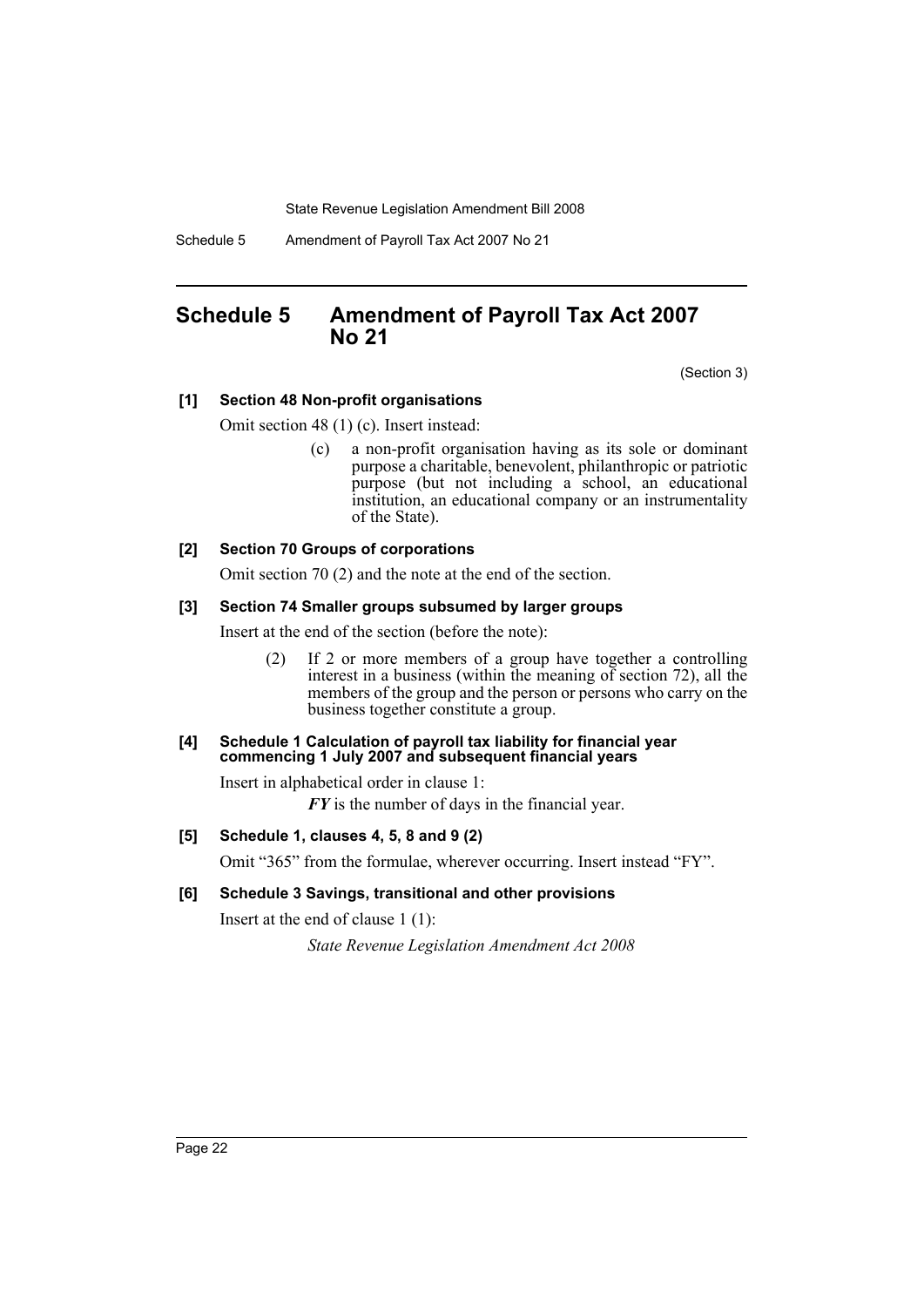# Schedule 5 Amendment of Payroll Tax Act 2007 No 21

(Section 3)

**[1] Section 48 Non-profit organisations**

Omit section 48 (1) (c). Insert instead:

> (c) a non-profit organisation having as its sole or dominant purpose a charitable, benevolent, philanthropic or patriotic purpose (but not including a school, an educational institution, an educational company or an instrumentality of the State).

**[2] Section 70 Groups of corporations**

Omit section 70 (2) and the note at the end of the section.

**[3] Section 74 Smaller groups subsumed by larger groups**

Insert at the end of the section (before the note):

> (2) If 2 or more members of a group have together a controlling interest in a business (within the meaning of section 72), all the members of the group and the person or persons who carry on the business together constitute a group.

**[4] Schedule 1 Calculation of payroll tax liability for financial year commencing 1 July 2007 and subsequent financial years**

Insert in alphabetical order in clause 1:

> ***FY*** is the number of days in the financial year.

**[5] Schedule 1, clauses 4, 5, 8 and 9 (2)**

Omit "365" from the formulae, wherever occurring. Insert instead "FY".

**[6] Schedule 3 Savings, transitional and other provisions**

Insert at the end of clause 1 (1):

> *State Revenue Legislation Amendment Act 2008*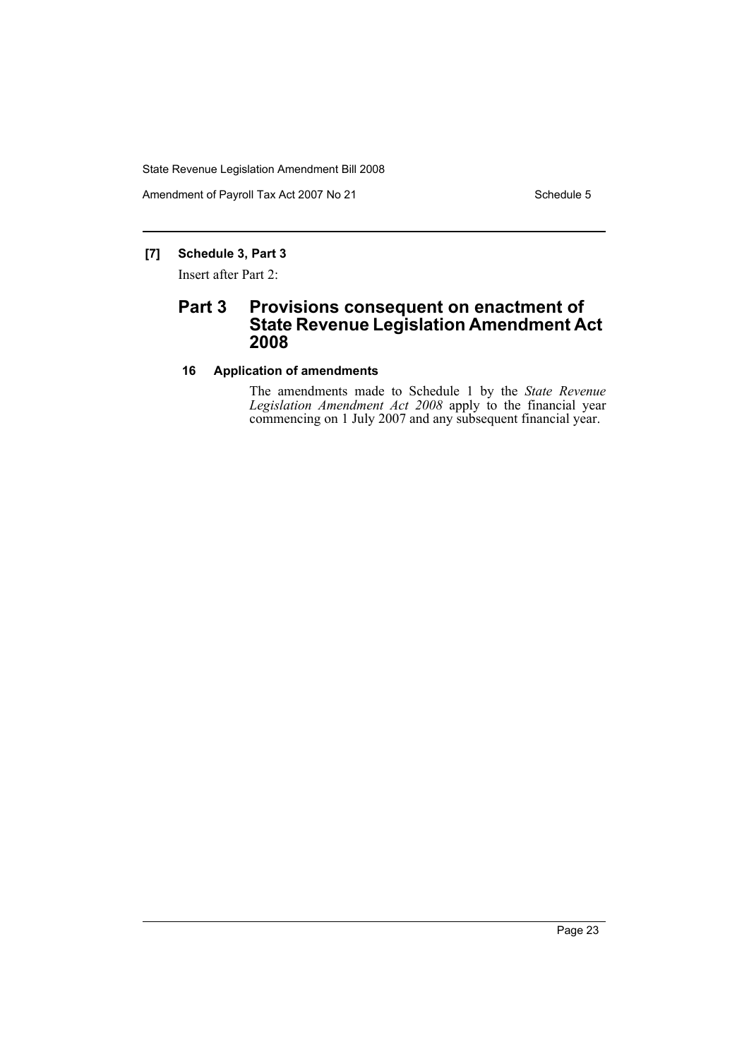**[7] Schedule 3, Part 3**

Insert after Part 2:

## Part 3 Provisions consequent on enactment of State Revenue Legislation Amendment Act 2008

### 16 Application of amendments

The amendments made to Schedule 1 by the *State Revenue Legislation Amendment Act 2008* apply to the financial year commencing on 1 July 2007 and any subsequent financial year.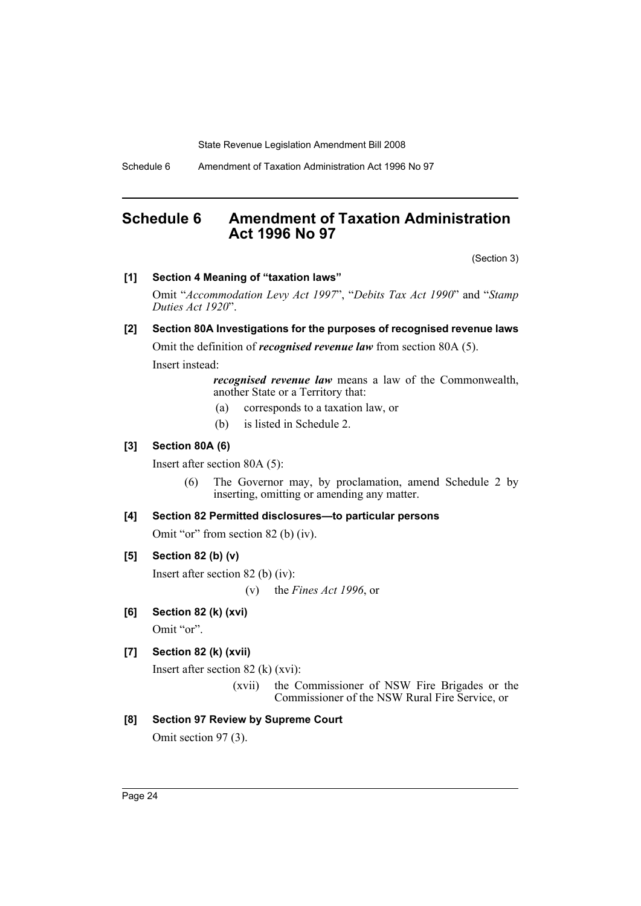# Schedule 6 Amendment of Taxation Administration Act 1996 No 97

(Section 3)

**[1] Section 4 Meaning of "taxation laws"**

Omit "*Accommodation Levy Act 1997*", "*Debits Tax Act 1990*" and "*Stamp Duties Act 1920*".

**[2] Section 80A Investigations for the purposes of recognised revenue laws**

Omit the definition of ***recognised revenue law*** from section 80A (5).

Insert instead:

> ***recognised revenue law*** means a law of the Commonwealth, another State or a Territory that:
>
> (a) corresponds to a taxation law, or
>
> (b) is listed in Schedule 2.

**[3] Section 80A (6)**

Insert after section 80A (5):

> (6) The Governor may, by proclamation, amend Schedule 2 by inserting, omitting or amending any matter.

**[4] Section 82 Permitted disclosures—to particular persons**

Omit "or" from section 82 (b) (iv).

**[5] Section 82 (b) (v)**

Insert after section 82 (b) (iv):

> (v) the *Fines Act 1996*, or

**[6] Section 82 (k) (xvi)**

Omit "or".

**[7] Section 82 (k) (xvii)**

Insert after section 82 (k) (xvi):

> (xvii) the Commissioner of NSW Fire Brigades or the Commissioner of the NSW Rural Fire Service, or

**[8] Section 97 Review by Supreme Court**

Omit section 97 (3).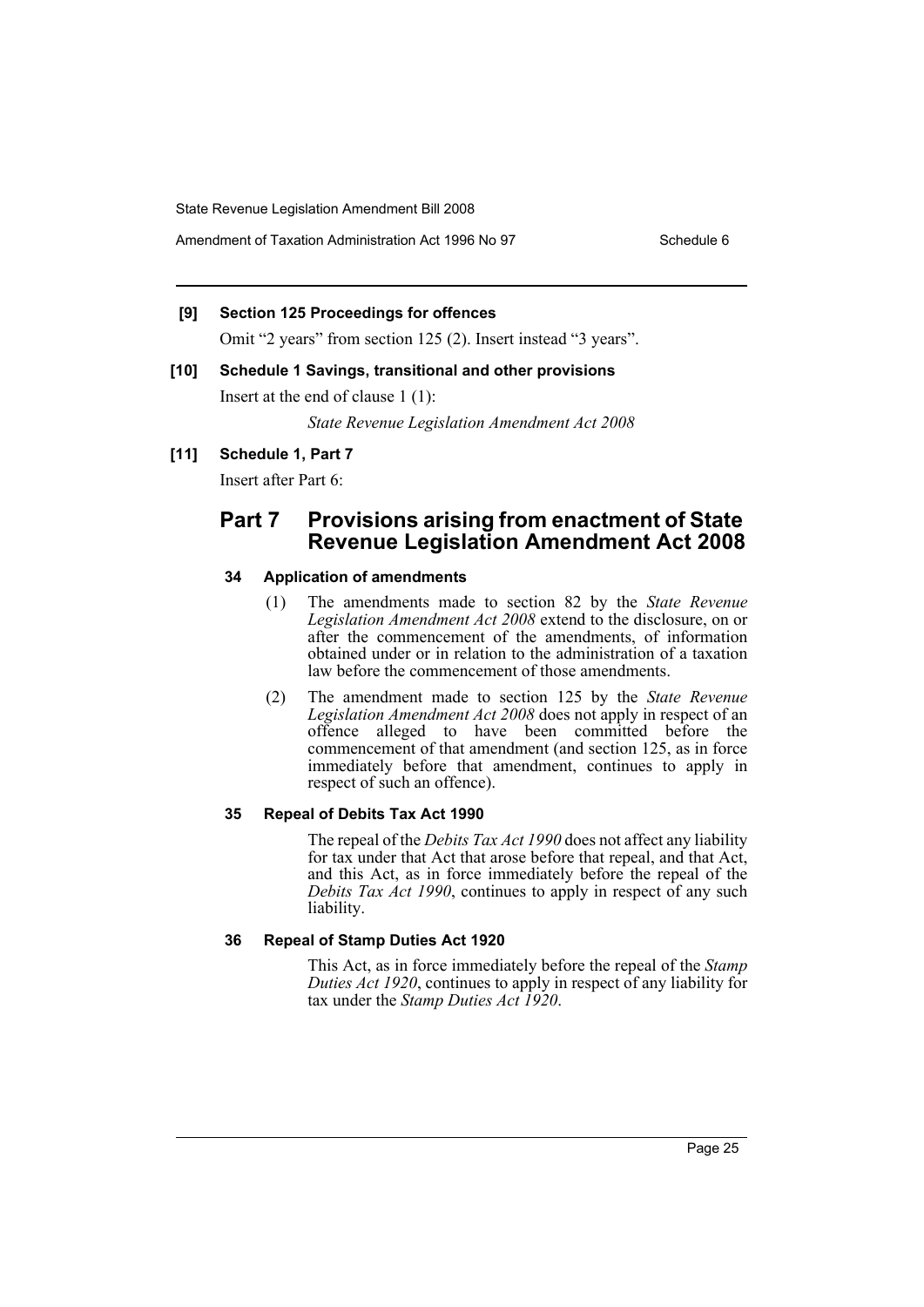**[9] Section 125 Proceedings for offences**

Omit "2 years" from section 125 (2). Insert instead "3 years".

**[10] Schedule 1 Savings, transitional and other provisions**

Insert at the end of clause 1 (1):

*State Revenue Legislation Amendment Act 2008*

**[11] Schedule 1, Part 7**

Insert after Part 6:

## Part 7 Provisions arising from enactment of State Revenue Legislation Amendment Act 2008

#### 34 Application of amendments

(1) The amendments made to section 82 by the *State Revenue Legislation Amendment Act 2008* extend to the disclosure, on or after the commencement of the amendments, of information obtained under or in relation to the administration of a taxation law before the commencement of those amendments.

(2) The amendment made to section 125 by the *State Revenue Legislation Amendment Act 2008* does not apply in respect of an offence alleged to have been committed before the commencement of that amendment (and section 125, as in force immediately before that amendment, continues to apply in respect of such an offence).

#### 35 Repeal of Debits Tax Act 1990

The repeal of the *Debits Tax Act 1990* does not affect any liability for tax under that Act that arose before that repeal, and that Act, and this Act, as in force immediately before the repeal of the *Debits Tax Act 1990*, continues to apply in respect of any such liability.

#### 36 Repeal of Stamp Duties Act 1920

This Act, as in force immediately before the repeal of the *Stamp Duties Act 1920*, continues to apply in respect of any liability for tax under the *Stamp Duties Act 1920*.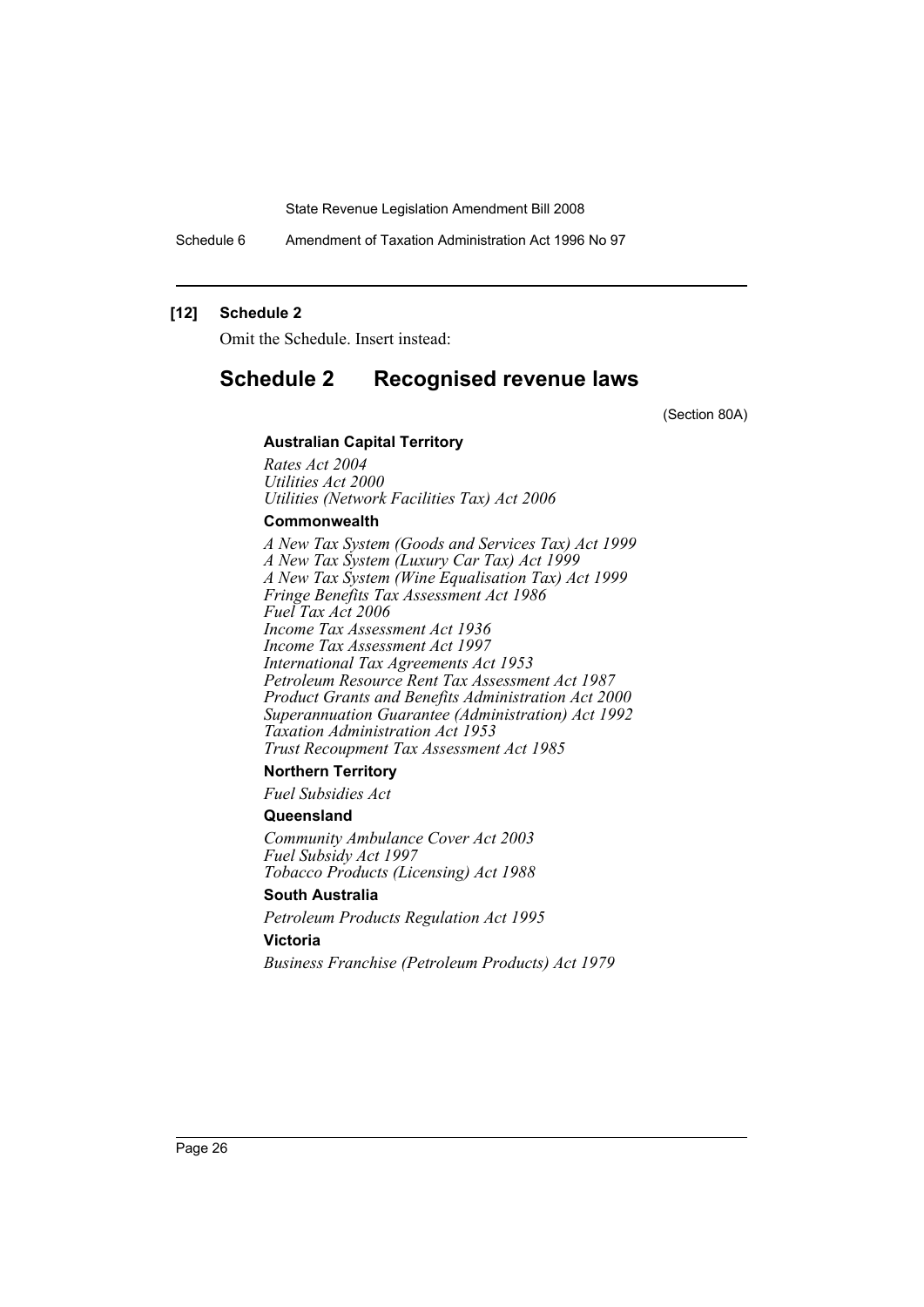## [12] Schedule 2

Omit the Schedule. Insert instead:

# Schedule 2 Recognised revenue laws

(Section 80A)

### Australian Capital Territory

*Rates Act 2004*
*Utilities Act 2000*
*Utilities (Network Facilities Tax) Act 2006*

### Commonwealth

*A New Tax System (Goods and Services Tax) Act 1999*
*A New Tax System (Luxury Car Tax) Act 1999*
*A New Tax System (Wine Equalisation Tax) Act 1999*
*Fringe Benefits Tax Assessment Act 1986*
*Fuel Tax Act 2006*
*Income Tax Assessment Act 1936*
*Income Tax Assessment Act 1997*
*International Tax Agreements Act 1953*
*Petroleum Resource Rent Tax Assessment Act 1987*
*Product Grants and Benefits Administration Act 2000*
*Superannuation Guarantee (Administration) Act 1992*
*Taxation Administration Act 1953*
*Trust Recoupment Tax Assessment Act 1985*

### Northern Territory

*Fuel Subsidies Act*

### Queensland

*Community Ambulance Cover Act 2003*
*Fuel Subsidy Act 1997*
*Tobacco Products (Licensing) Act 1988*

### South Australia

*Petroleum Products Regulation Act 1995*

### Victoria

*Business Franchise (Petroleum Products) Act 1979*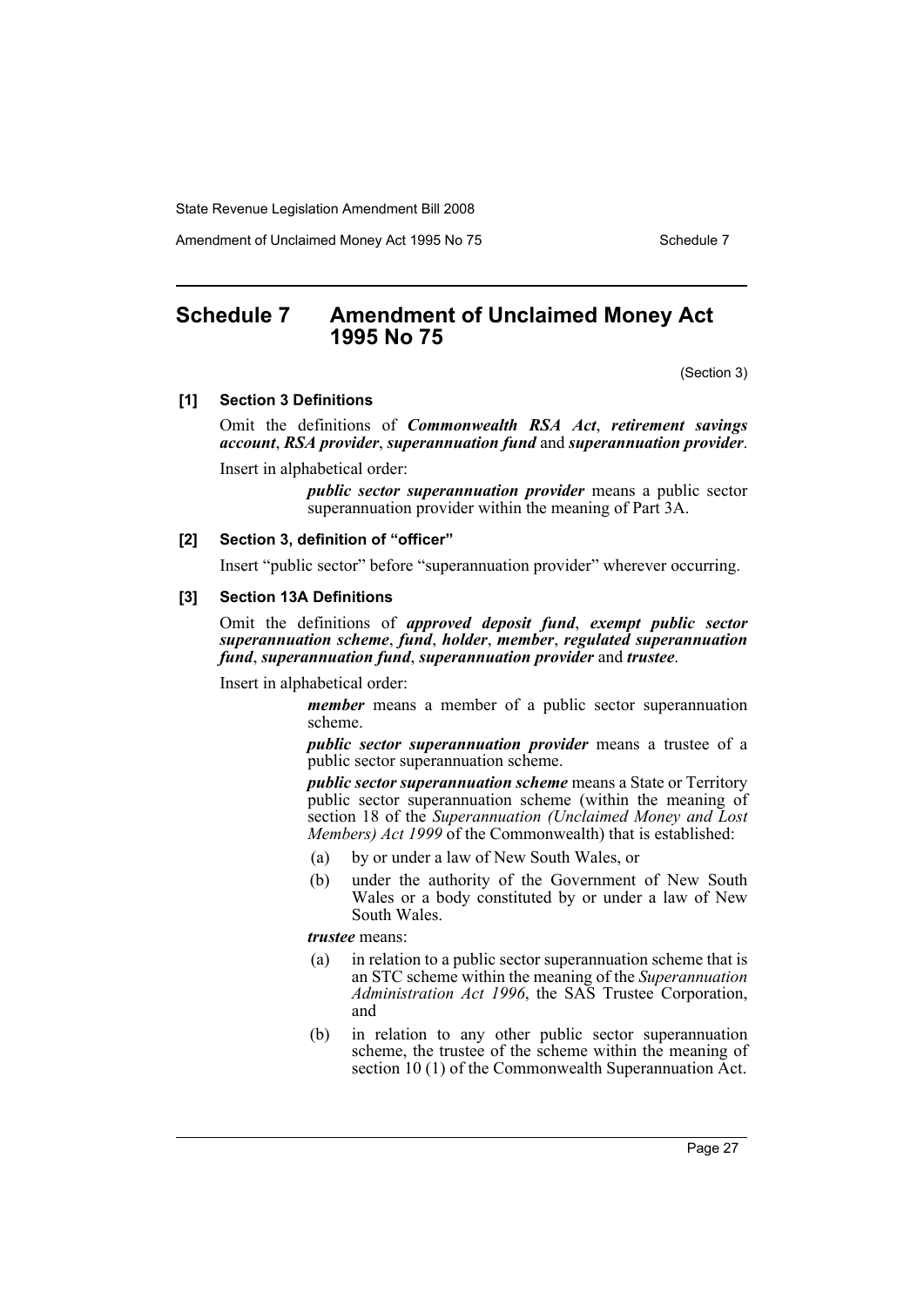# Schedule 7 Amendment of Unclaimed Money Act 1995 No 75

(Section 3)

**[1] Section 3 Definitions**

Omit the definitions of ***Commonwealth RSA Act***, ***retirement savings account***, ***RSA provider***, ***superannuation fund*** and ***superannuation provider***.

Insert in alphabetical order:

> ***public sector superannuation provider*** means a public sector superannuation provider within the meaning of Part 3A.

**[2] Section 3, definition of "officer"**

Insert "public sector" before "superannuation provider" wherever occurring.

**[3] Section 13A Definitions**

Omit the definitions of ***approved deposit fund***, ***exempt public sector superannuation scheme***, ***fund***, ***holder***, ***member***, ***regulated superannuation fund***, ***superannuation fund***, ***superannuation provider*** and ***trustee***.

Insert in alphabetical order:

> ***member*** means a member of a public sector superannuation scheme.
>
> ***public sector superannuation provider*** means a trustee of a public sector superannuation scheme.
>
> ***public sector superannuation scheme*** means a State or Territory public sector superannuation scheme (within the meaning of section 18 of the *Superannuation (Unclaimed Money and Lost Members) Act 1999* of the Commonwealth) that is established:
>
> (a) by or under a law of New South Wales, or
>
> (b) under the authority of the Government of New South Wales or a body constituted by or under a law of New South Wales.
>
> ***trustee*** means:
>
> (a) in relation to a public sector superannuation scheme that is an STC scheme within the meaning of the *Superannuation Administration Act 1996*, the SAS Trustee Corporation, and
>
> (b) in relation to any other public sector superannuation scheme, the trustee of the scheme within the meaning of section 10 (1) of the Commonwealth Superannuation Act.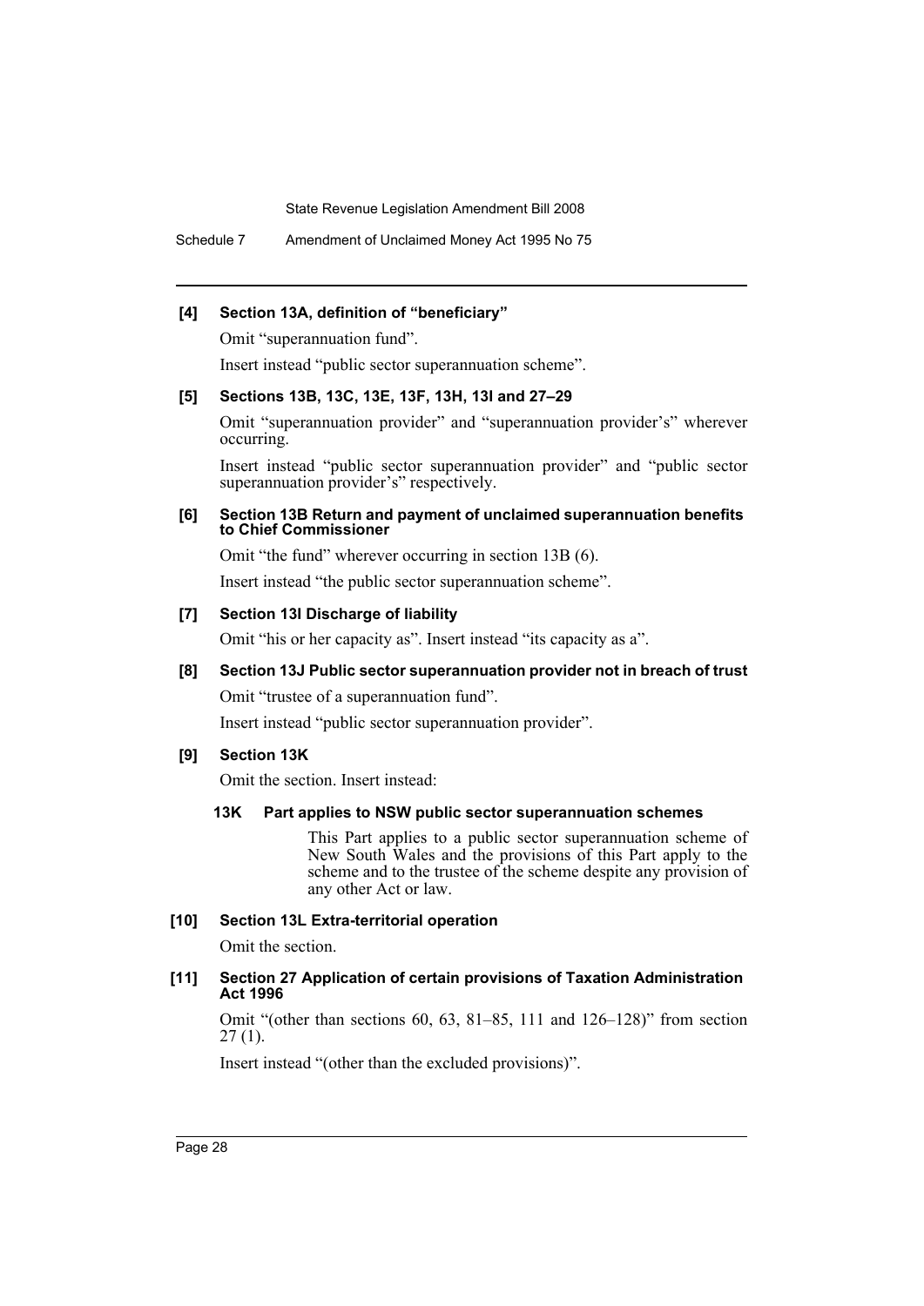**[4] Section 13A, definition of "beneficiary"**

Omit "superannuation fund".

Insert instead "public sector superannuation scheme".

**[5] Sections 13B, 13C, 13E, 13F, 13H, 13I and 27–29**

Omit "superannuation provider" and "superannuation provider's" wherever occurring.

Insert instead "public sector superannuation provider" and "public sector superannuation provider's" respectively.

**[6] Section 13B Return and payment of unclaimed superannuation benefits to Chief Commissioner**

Omit "the fund" wherever occurring in section 13B (6).

Insert instead "the public sector superannuation scheme".

**[7] Section 13I Discharge of liability**

Omit "his or her capacity as". Insert instead "its capacity as a".

**[8] Section 13J Public sector superannuation provider not in breach of trust**

Omit "trustee of a superannuation fund".

Insert instead "public sector superannuation provider".

**[9] Section 13K**

Omit the section. Insert instead:

**13K Part applies to NSW public sector superannuation schemes**

This Part applies to a public sector superannuation scheme of New South Wales and the provisions of this Part apply to the scheme and to the trustee of the scheme despite any provision of any other Act or law.

**[10] Section 13L Extra-territorial operation**

Omit the section.

**[11] Section 27 Application of certain provisions of Taxation Administration Act 1996**

Omit "(other than sections 60, 63, 81–85, 111 and 126–128)" from section 27 (1).

Insert instead "(other than the excluded provisions)".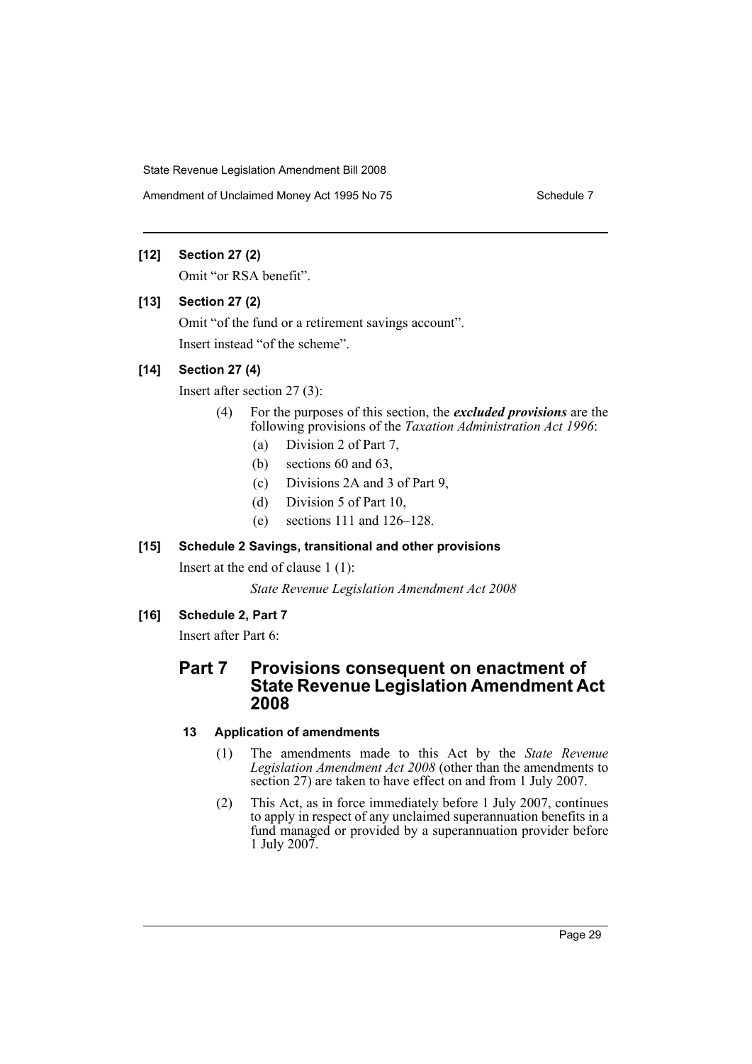**[12] Section 27 (2)**

Omit "or RSA benefit".

**[13] Section 27 (2)**

Omit "of the fund or a retirement savings account".

Insert instead "of the scheme".

**[14] Section 27 (4)**

Insert after section 27 (3):

> (4) For the purposes of this section, the ***excluded provisions*** are the following provisions of the *Taxation Administration Act 1996*:
>
> (a) Division 2 of Part 7,
>
> (b) sections 60 and 63,
>
> (c) Divisions 2A and 3 of Part 9,
>
> (d) Division 5 of Part 10,
>
> (e) sections 111 and 126–128.

**[15] Schedule 2 Savings, transitional and other provisions**

Insert at the end of clause 1 (1):

> *State Revenue Legislation Amendment Act 2008*

**[16] Schedule 2, Part 7**

Insert after Part 6:

## Part 7 Provisions consequent on enactment of State Revenue Legislation Amendment Act 2008

### 13 Application of amendments

(1) The amendments made to this Act by the *State Revenue Legislation Amendment Act 2008* (other than the amendments to section 27) are taken to have effect on and from 1 July 2007.

(2) This Act, as in force immediately before 1 July 2007, continues to apply in respect of any unclaimed superannuation benefits in a fund managed or provided by a superannuation provider before 1 July 2007.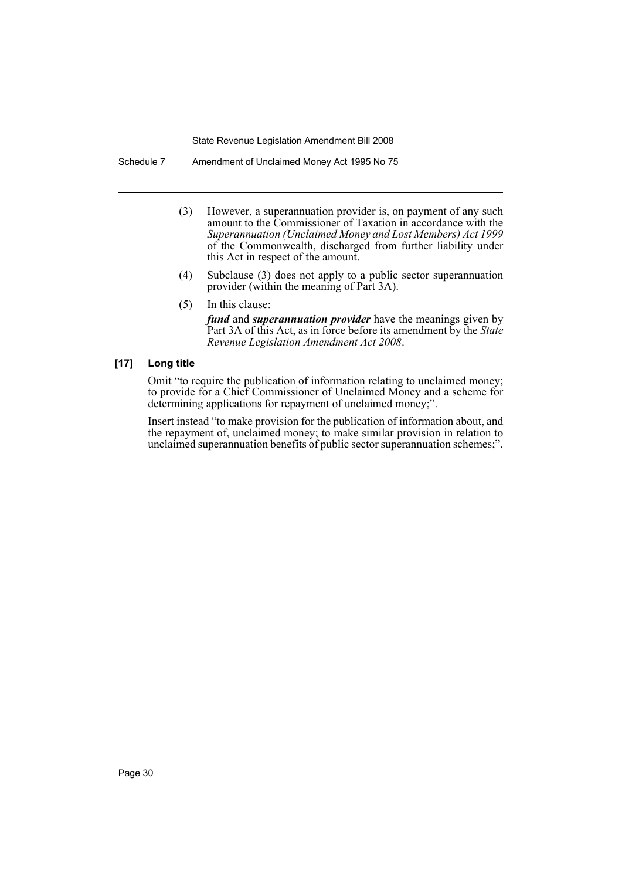(3) However, a superannuation provider is, on payment of any such amount to the Commissioner of Taxation in accordance with the *Superannuation (Unclaimed Money and Lost Members) Act 1999* of the Commonwealth, discharged from further liability under this Act in respect of the amount.

(4) Subclause (3) does not apply to a public sector superannuation provider (within the meaning of Part 3A).

(5) In this clause:

***fund*** and ***superannuation provider*** have the meanings given by Part 3A of this Act, as in force before its amendment by the *State Revenue Legislation Amendment Act 2008*.

**[17] Long title**

Omit "to require the publication of information relating to unclaimed money; to provide for a Chief Commissioner of Unclaimed Money and a scheme for determining applications for repayment of unclaimed money;".

Insert instead "to make provision for the publication of information about, and the repayment of, unclaimed money; to make similar provision in relation to unclaimed superannuation benefits of public sector superannuation schemes;".